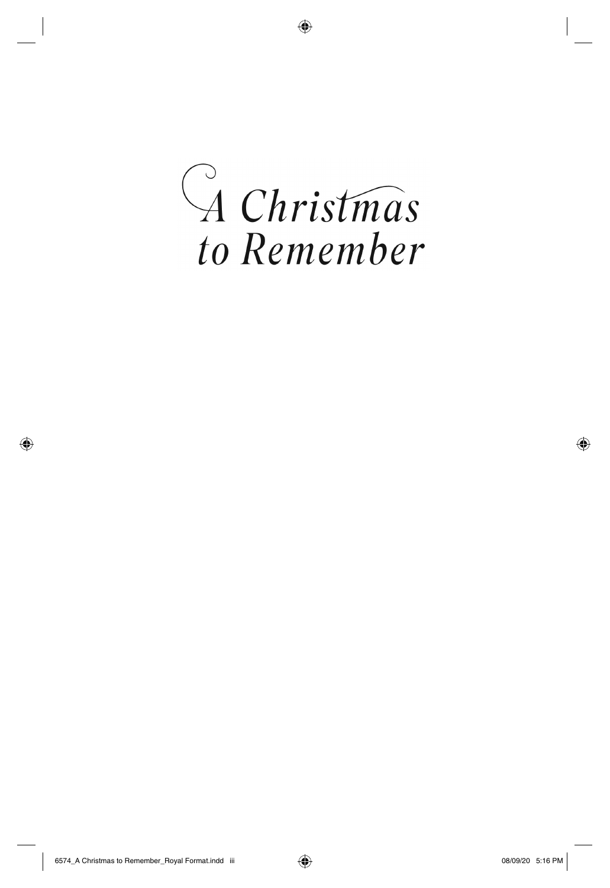# *A Christmas to Remember*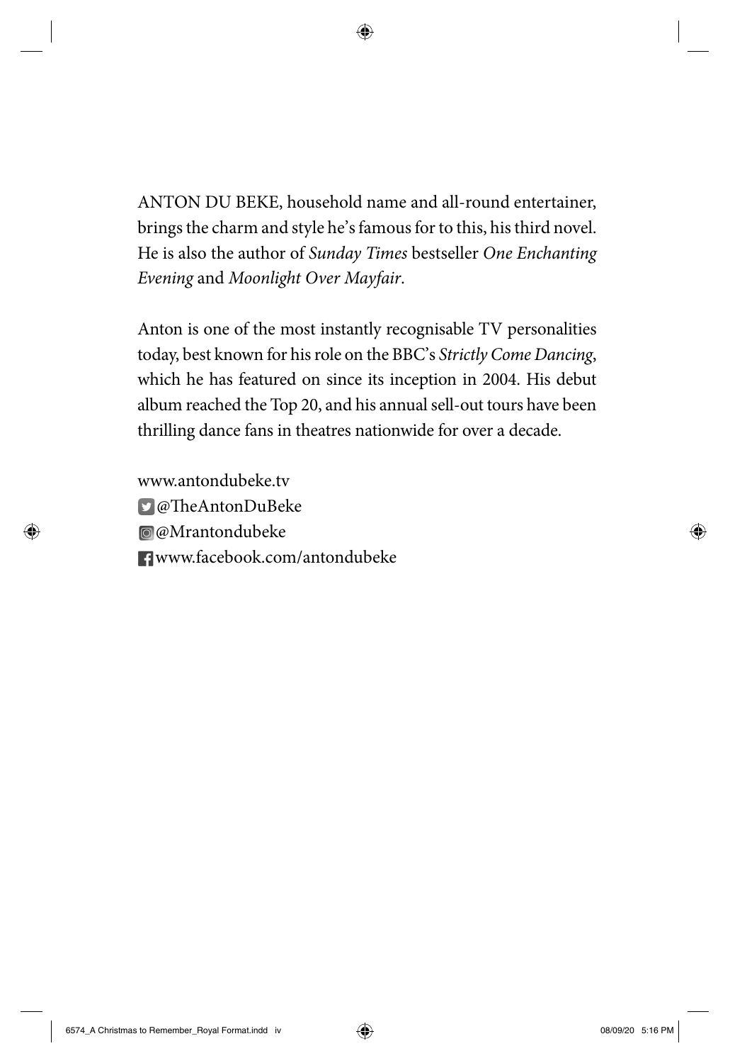ANTON DU BEKE, household name and all-round entertainer, brings the charm and style he's famous for to this, his third novel. He is also the author of *Sunday Times* bestseller *One Enchanting Evening* and *Moonlight Over Mayfair*.

Anton is one of the most instantly recognisable TV personalities today, best known for his role on the BBC's *Strictly Come Dancing*, which he has featured on since its inception in 2004. His debut album reached the Top 20, and his annual sell-out tours have been thrilling dance fans in theatres nationwide for over a decade.

www.antondubeke.tv
@TheAntonDuBeke
@Mrantondubeke
www.facebook.com/antondubeke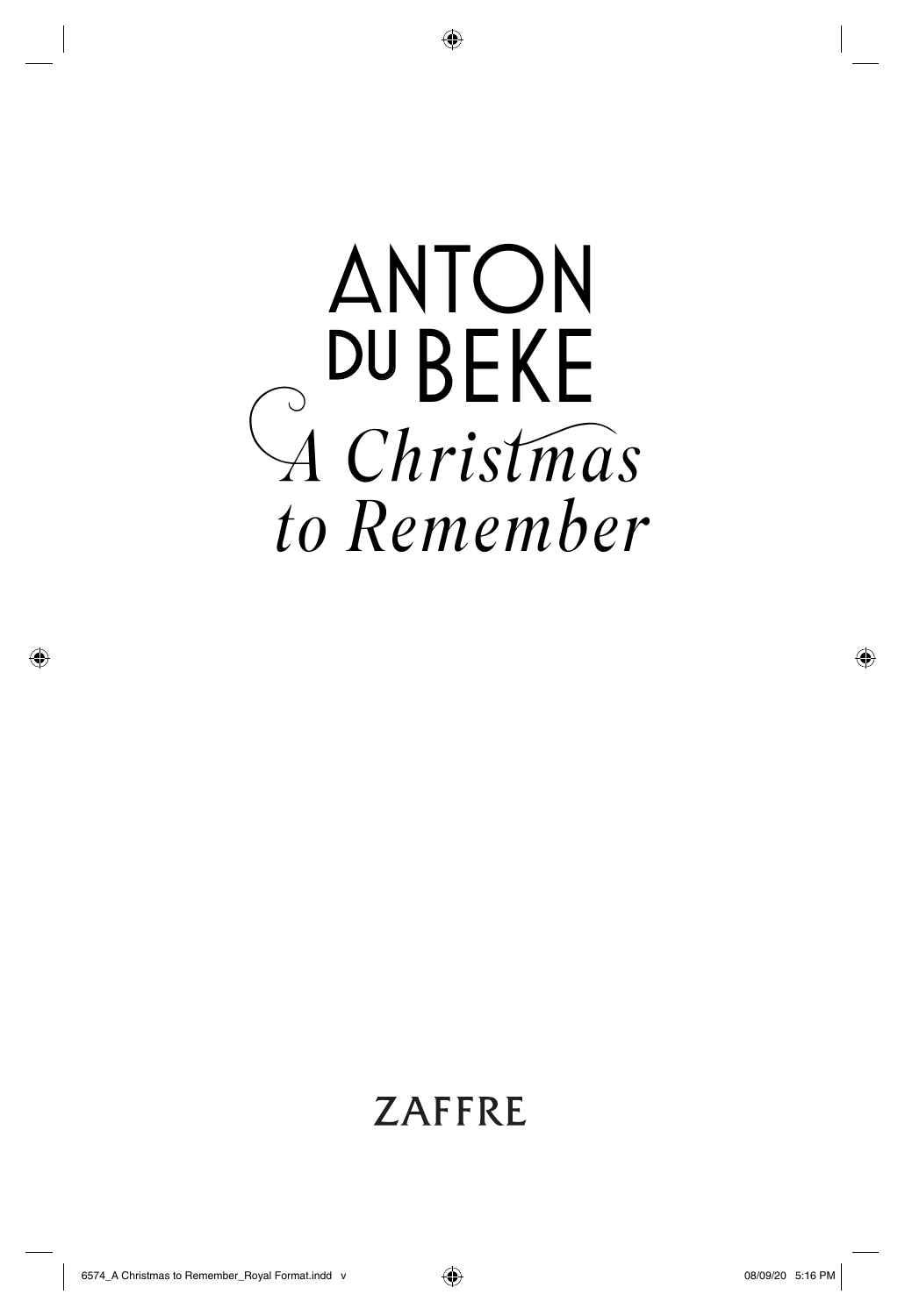# ANTON DU BEKE

## *A Christmas to Remember*

ZAFFRE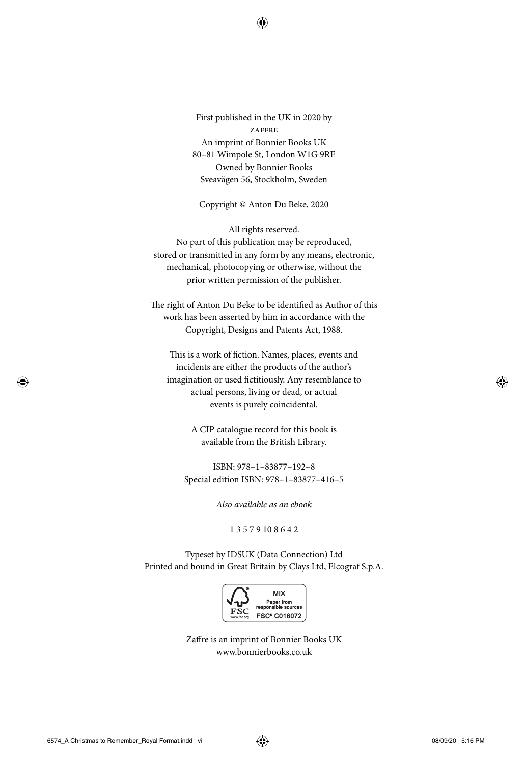First published in the UK in 2020 by  
ZAFFRE  
An imprint of Bonnier Books UK  
80–81 Wimpole St, London W1G 9RE  
Owned by Bonnier Books  
Sveavägen 56, Stockholm, Sweden

Copyright © Anton Du Beke, 2020

All rights reserved.  
No part of this publication may be reproduced, stored or transmitted in any form by any means, electronic, mechanical, photocopying or otherwise, without the prior written permission of the publisher.

The right of Anton Du Beke to be identified as Author of this work has been asserted by him in accordance with the Copyright, Designs and Patents Act, 1988.

This is a work of fiction. Names, places, events and incidents are either the products of the author's imagination or used fictitiously. Any resemblance to actual persons, living or dead, or actual events is purely coincidental.

A CIP catalogue record for this book is available from the British Library.

ISBN: 978–1–83877–192–8  
Special edition ISBN: 978–1–83877–416–5

*Also available as an ebook*

1 3 5 7 9 10 8 6 4 2

Typeset by IDSUK (Data Connection) Ltd  
Printed and bound in Great Britain by Clays Ltd, Elcograf S.p.A.

MIX  
Paper from responsible sources  
FSC® C018072  
FSC www.fsc.org

Zaffre is an imprint of Bonnier Books UK  
www.bonnierbooks.co.uk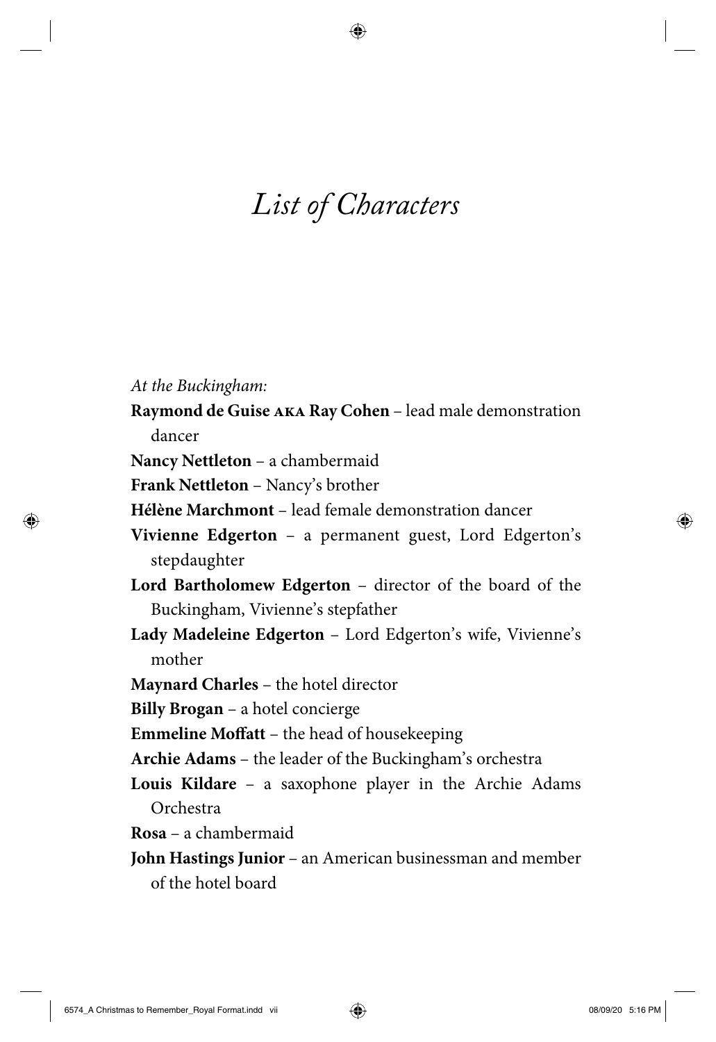# *List of Characters*

*At the Buckingham:*

**Raymond de Guise AKA Ray Cohen** – lead male demonstration dancer

**Nancy Nettleton** – a chambermaid

**Frank Nettleton** – Nancy's brother

**Hélène Marchmont** – lead female demonstration dancer

**Vivienne Edgerton** – a permanent guest, Lord Edgerton's stepdaughter

**Lord Bartholomew Edgerton** – director of the board of the Buckingham, Vivienne's stepfather

**Lady Madeleine Edgerton** – Lord Edgerton's wife, Vivienne's mother

**Maynard Charles** – the hotel director

**Billy Brogan** – a hotel concierge

**Emmeline Moffatt** – the head of housekeeping

**Archie Adams** – the leader of the Buckingham's orchestra

**Louis Kildare** – a saxophone player in the Archie Adams Orchestra

**Rosa** – a chambermaid

**John Hastings Junior** – an American businessman and member of the hotel board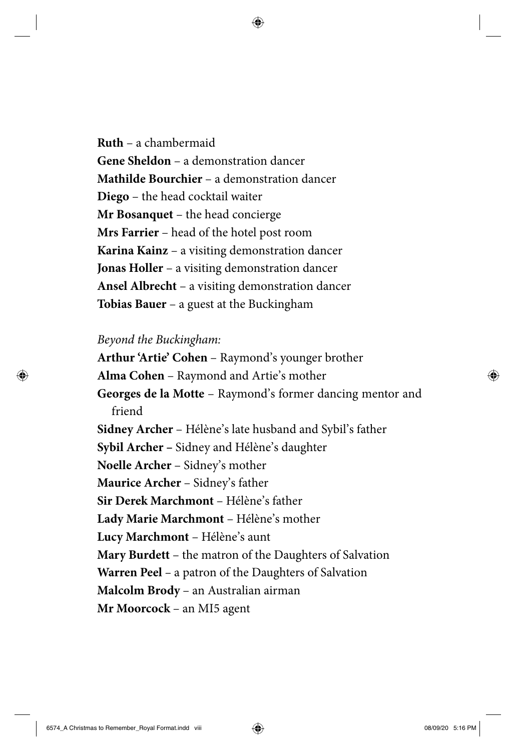**Ruth** – a chambermaid
**Gene Sheldon** – a demonstration dancer
**Mathilde Bourchier** – a demonstration dancer
**Diego** – the head cocktail waiter
**Mr Bosanquet** – the head concierge
**Mrs Farrier** – head of the hotel post room
**Karina Kainz** – a visiting demonstration dancer
**Jonas Holler** – a visiting demonstration dancer
**Ansel Albrecht** – a visiting demonstration dancer
**Tobias Bauer** – a guest at the Buckingham

*Beyond the Buckingham:*

**Arthur 'Artie' Cohen** – Raymond's younger brother
**Alma Cohen** – Raymond and Artie's mother
**Georges de la Motte** – Raymond's former dancing mentor and friend
**Sidney Archer** – Hélène's late husband and Sybil's father
**Sybil Archer –** Sidney and Hélène's daughter
**Noelle Archer** – Sidney's mother
**Maurice Archer** – Sidney's father
**Sir Derek Marchmont** – Hélène's father
**Lady Marie Marchmont** – Hélène's mother
**Lucy Marchmont** – Hélène's aunt
**Mary Burdett** – the matron of the Daughters of Salvation
**Warren Peel** – a patron of the Daughters of Salvation
**Malcolm Brody** – an Australian airman
**Mr Moorcock** – an MI5 agent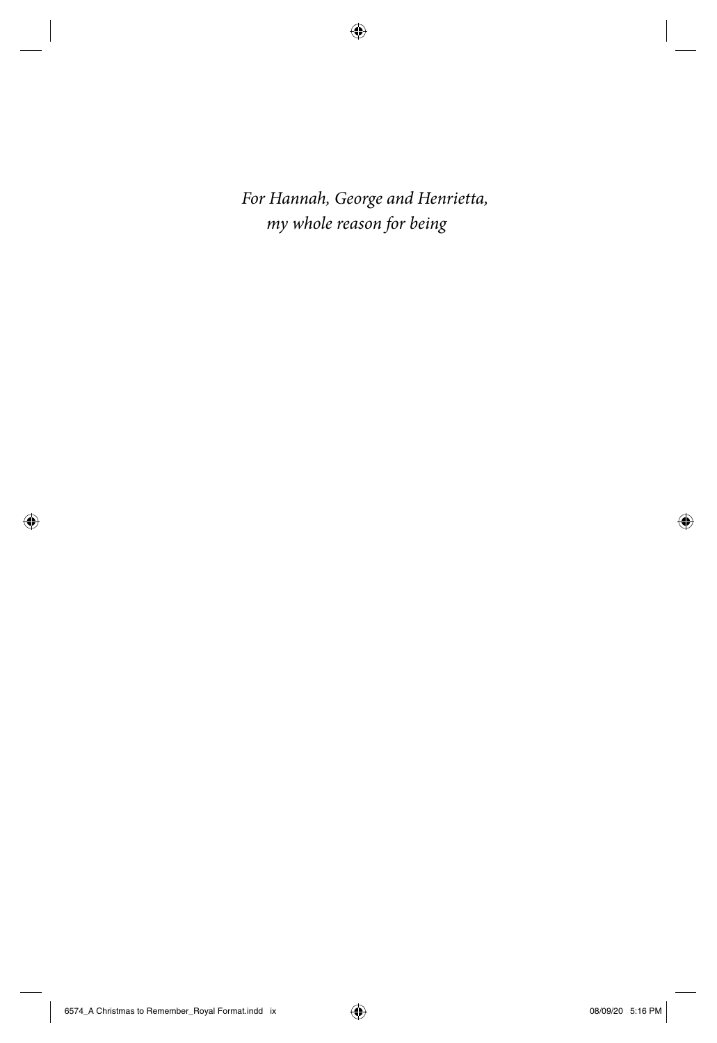*For Hannah, George and Henrietta,*
*my whole reason for being*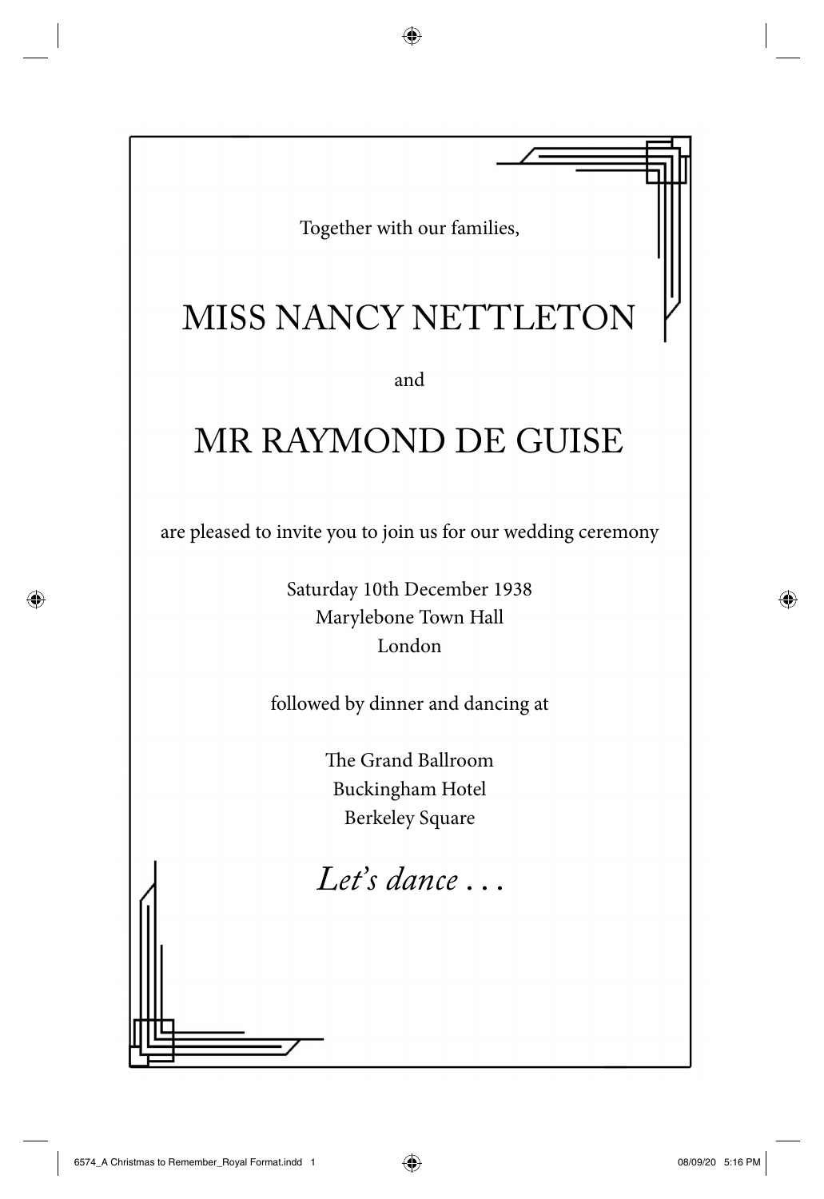Together with our families,

# MISS NANCY NETTLETON

and

# MR RAYMOND DE GUISE

are pleased to invite you to join us for our wedding ceremony

Saturday 10th December 1938
Marylebone Town Hall
London

followed by dinner and dancing at

The Grand Ballroom
Buckingham Hotel
Berkeley Square

*Let's dance . . .*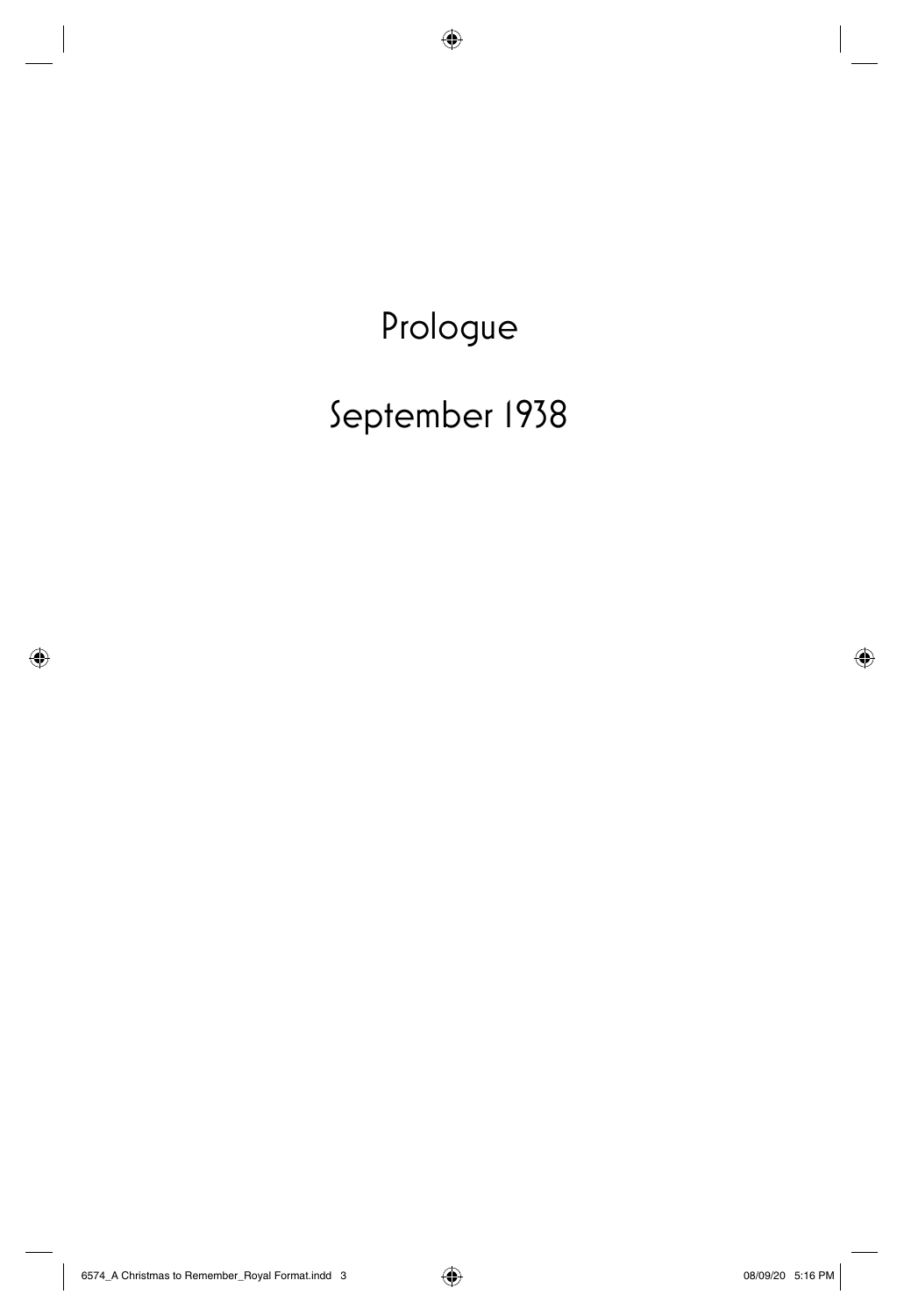# Prologue

## September 1938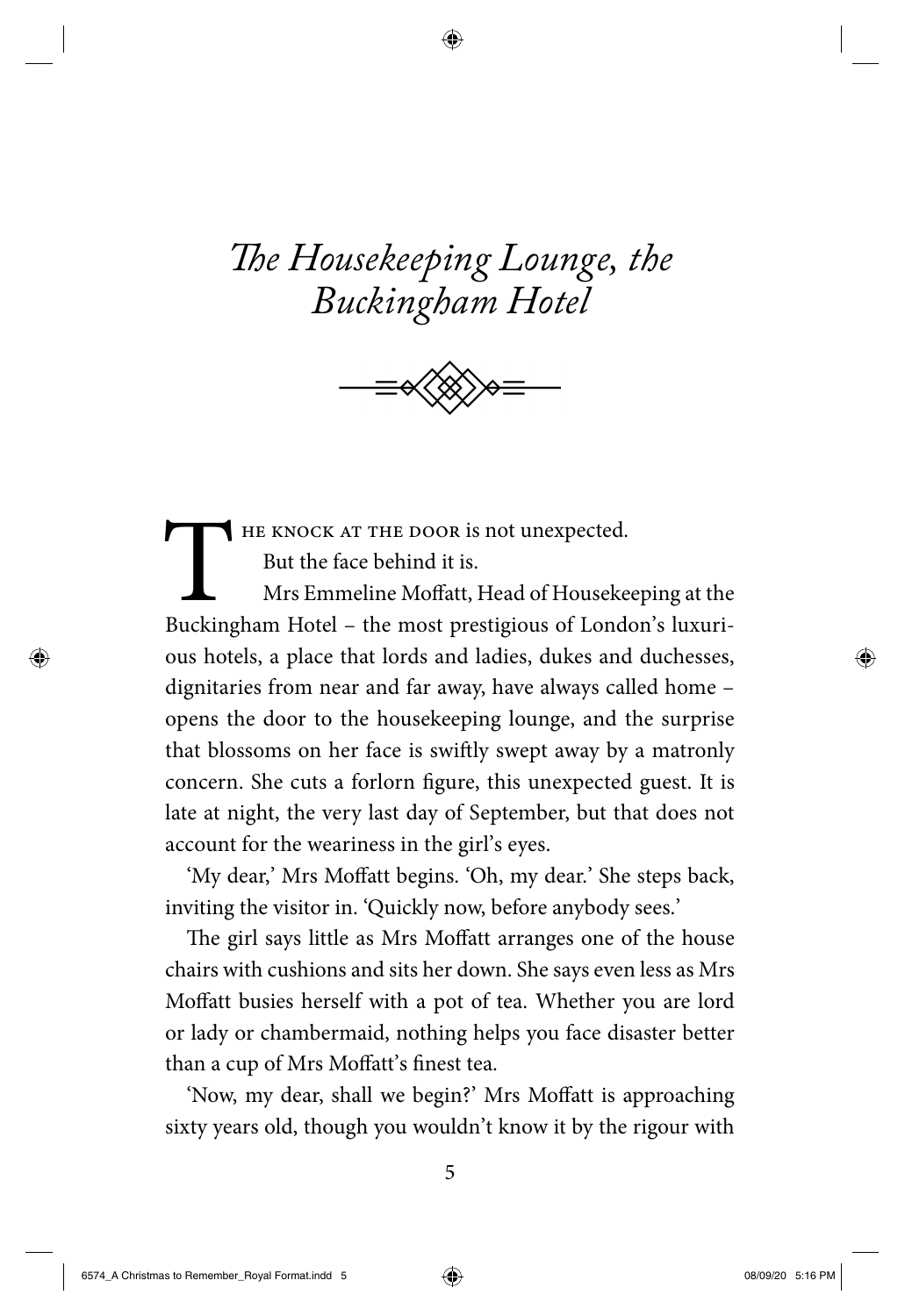# *The Housekeeping Lounge, the Buckingham Hotel*

THE KNOCK AT THE DOOR is not unexpected.

But the face behind it is.

Mrs Emmeline Moffatt, Head of Housekeeping at the Buckingham Hotel – the most prestigious of London's luxurious hotels, a place that lords and ladies, dukes and duchesses, dignitaries from near and far away, have always called home – opens the door to the housekeeping lounge, and the surprise that blossoms on her face is swiftly swept away by a matronly concern. She cuts a forlorn figure, this unexpected guest. It is late at night, the very last day of September, but that does not account for the weariness in the girl's eyes.

'My dear,' Mrs Moffatt begins. 'Oh, my dear.' She steps back, inviting the visitor in. 'Quickly now, before anybody sees.'

The girl says little as Mrs Moffatt arranges one of the house chairs with cushions and sits her down. She says even less as Mrs Moffatt busies herself with a pot of tea. Whether you are lord or lady or chambermaid, nothing helps you face disaster better than a cup of Mrs Moffatt's finest tea.

'Now, my dear, shall we begin?' Mrs Moffatt is approaching sixty years old, though you wouldn't know it by the rigour with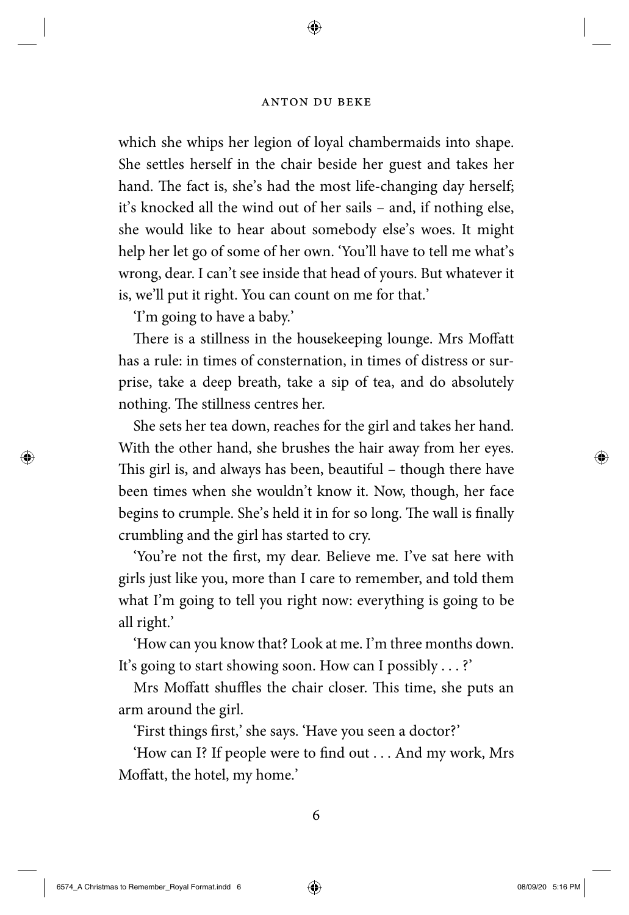which she whips her legion of loyal chambermaids into shape. She settles herself in the chair beside her guest and takes her hand. The fact is, she's had the most life-changing day herself; it's knocked all the wind out of her sails – and, if nothing else, she would like to hear about somebody else's woes. It might help her let go of some of her own. 'You'll have to tell me what's wrong, dear. I can't see inside that head of yours. But whatever it is, we'll put it right. You can count on me for that.'

'I'm going to have a baby.'

There is a stillness in the housekeeping lounge. Mrs Moffatt has a rule: in times of consternation, in times of distress or surprise, take a deep breath, take a sip of tea, and do absolutely nothing. The stillness centres her.

She sets her tea down, reaches for the girl and takes her hand. With the other hand, she brushes the hair away from her eyes. This girl is, and always has been, beautiful – though there have been times when she wouldn't know it. Now, though, her face begins to crumple. She's held it in for so long. The wall is finally crumbling and the girl has started to cry.

'You're not the first, my dear. Believe me. I've sat here with girls just like you, more than I care to remember, and told them what I'm going to tell you right now: everything is going to be all right.'

'How can you know that? Look at me. I'm three months down. It's going to start showing soon. How can I possibly . . . ?'

Mrs Moffatt shuffles the chair closer. This time, she puts an arm around the girl.

'First things first,' she says. 'Have you seen a doctor?'

'How can I? If people were to find out . . . And my work, Mrs Moffatt, the hotel, my home.'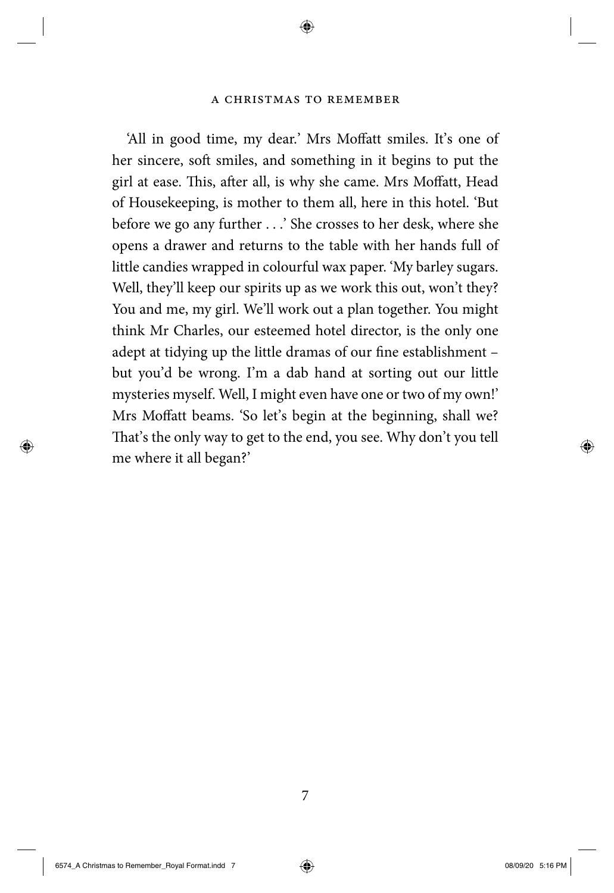'All in good time, my dear.' Mrs Moffatt smiles. It's one of her sincere, soft smiles, and something in it begins to put the girl at ease. This, after all, is why she came. Mrs Moffatt, Head of Housekeeping, is mother to them all, here in this hotel. 'But before we go any further . . .' She crosses to her desk, where she opens a drawer and returns to the table with her hands full of little candies wrapped in colourful wax paper. 'My barley sugars. Well, they'll keep our spirits up as we work this out, won't they? You and me, my girl. We'll work out a plan together. You might think Mr Charles, our esteemed hotel director, is the only one adept at tidying up the little dramas of our fine establishment – but you'd be wrong. I'm a dab hand at sorting out our little mysteries myself. Well, I might even have one or two of my own!' Mrs Moffatt beams. 'So let's begin at the beginning, shall we? That's the only way to get to the end, you see. Why don't you tell me where it all began?'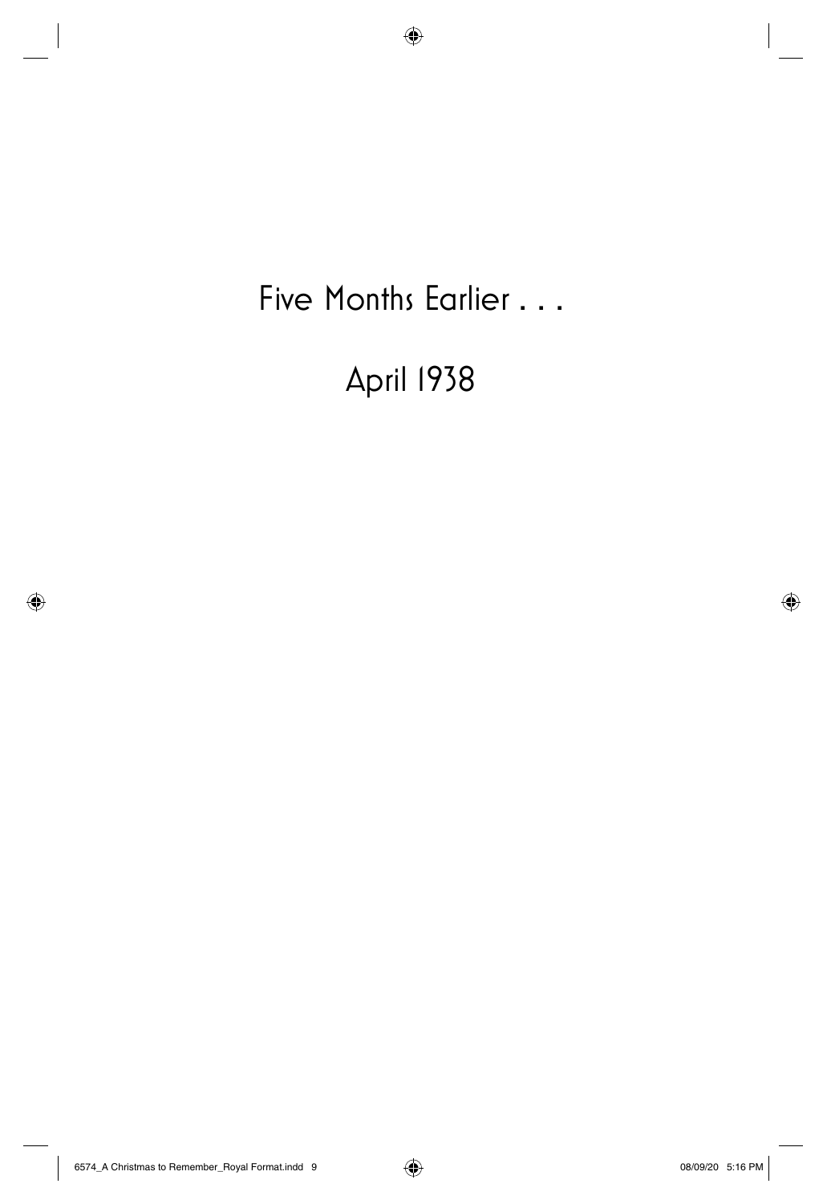# Five Months Earlier . . .

## April 1938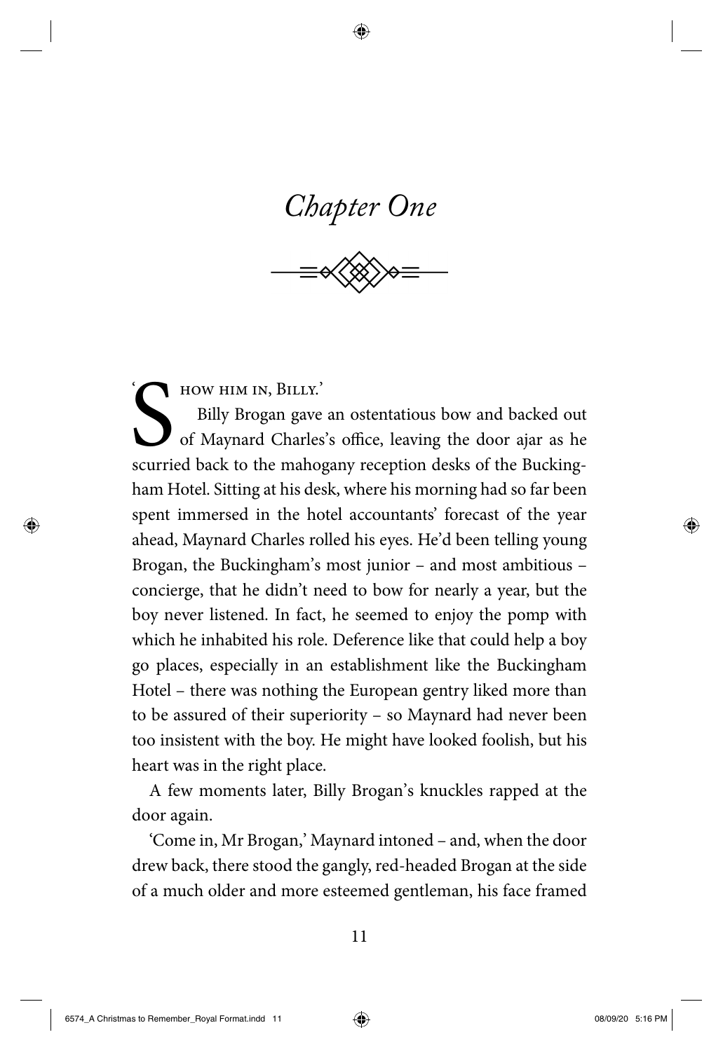# *Chapter One*

'Show him in, Billy.'

Billy Brogan gave an ostentatious bow and backed out of Maynard Charles's office, leaving the door ajar as he scurried back to the mahogany reception desks of the Buckingham Hotel. Sitting at his desk, where his morning had so far been spent immersed in the hotel accountants' forecast of the year ahead, Maynard Charles rolled his eyes. He'd been telling young Brogan, the Buckingham's most junior – and most ambitious – concierge, that he didn't need to bow for nearly a year, but the boy never listened. In fact, he seemed to enjoy the pomp with which he inhabited his role. Deference like that could help a boy go places, especially in an establishment like the Buckingham Hotel – there was nothing the European gentry liked more than to be assured of their superiority – so Maynard had never been too insistent with the boy. He might have looked foolish, but his heart was in the right place.

A few moments later, Billy Brogan's knuckles rapped at the door again.

'Come in, Mr Brogan,' Maynard intoned – and, when the door drew back, there stood the gangly, red-headed Brogan at the side of a much older and more esteemed gentleman, his face framed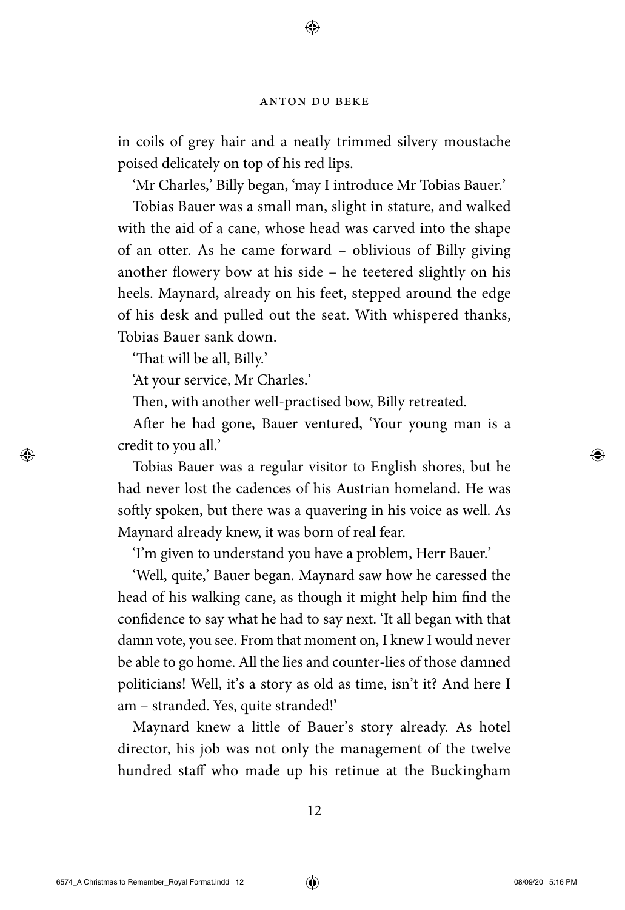in coils of grey hair and a neatly trimmed silvery moustache poised delicately on top of his red lips.

'Mr Charles,' Billy began, 'may I introduce Mr Tobias Bauer.'

Tobias Bauer was a small man, slight in stature, and walked with the aid of a cane, whose head was carved into the shape of an otter. As he came forward – oblivious of Billy giving another flowery bow at his side – he teetered slightly on his heels. Maynard, already on his feet, stepped around the edge of his desk and pulled out the seat. With whispered thanks, Tobias Bauer sank down.

'That will be all, Billy.'

'At your service, Mr Charles.'

Then, with another well-practised bow, Billy retreated.

After he had gone, Bauer ventured, 'Your young man is a credit to you all.'

Tobias Bauer was a regular visitor to English shores, but he had never lost the cadences of his Austrian homeland. He was softly spoken, but there was a quavering in his voice as well. As Maynard already knew, it was born of real fear.

'I'm given to understand you have a problem, Herr Bauer.'

'Well, quite,' Bauer began. Maynard saw how he caressed the head of his walking cane, as though it might help him find the confidence to say what he had to say next. 'It all began with that damn vote, you see. From that moment on, I knew I would never be able to go home. All the lies and counter-lies of those damned politicians! Well, it's a story as old as time, isn't it? And here I am – stranded. Yes, quite stranded!'

Maynard knew a little of Bauer's story already. As hotel director, his job was not only the management of the twelve hundred staff who made up his retinue at the Buckingham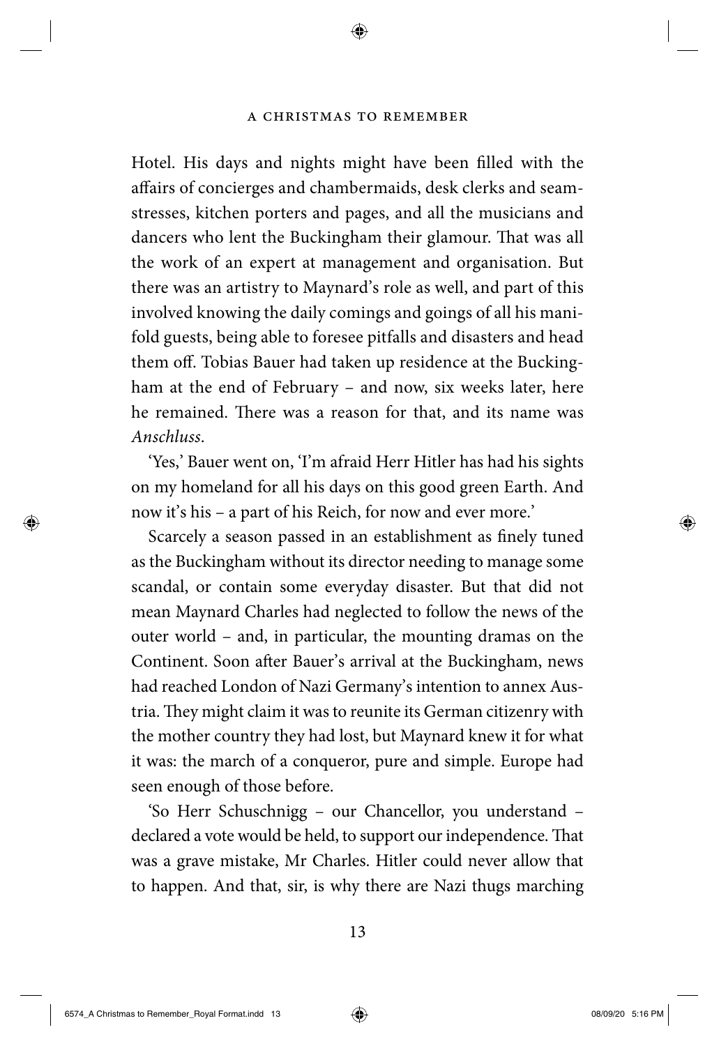Hotel. His days and nights might have been filled with the affairs of concierges and chambermaids, desk clerks and seamstresses, kitchen porters and pages, and all the musicians and dancers who lent the Buckingham their glamour. That was all the work of an expert at management and organisation. But there was an artistry to Maynard's role as well, and part of this involved knowing the daily comings and goings of all his manifold guests, being able to foresee pitfalls and disasters and head them off. Tobias Bauer had taken up residence at the Buckingham at the end of February – and now, six weeks later, here he remained. There was a reason for that, and its name was *Anschluss*.

'Yes,' Bauer went on, 'I'm afraid Herr Hitler has had his sights on my homeland for all his days on this good green Earth. And now it's his – a part of his Reich, for now and ever more.'

Scarcely a season passed in an establishment as finely tuned as the Buckingham without its director needing to manage some scandal, or contain some everyday disaster. But that did not mean Maynard Charles had neglected to follow the news of the outer world – and, in particular, the mounting dramas on the Continent. Soon after Bauer's arrival at the Buckingham, news had reached London of Nazi Germany's intention to annex Austria. They might claim it was to reunite its German citizenry with the mother country they had lost, but Maynard knew it for what it was: the march of a conqueror, pure and simple. Europe had seen enough of those before.

'So Herr Schuschnigg – our Chancellor, you understand – declared a vote would be held, to support our independence. That was a grave mistake, Mr Charles. Hitler could never allow that to happen. And that, sir, is why there are Nazi thugs marching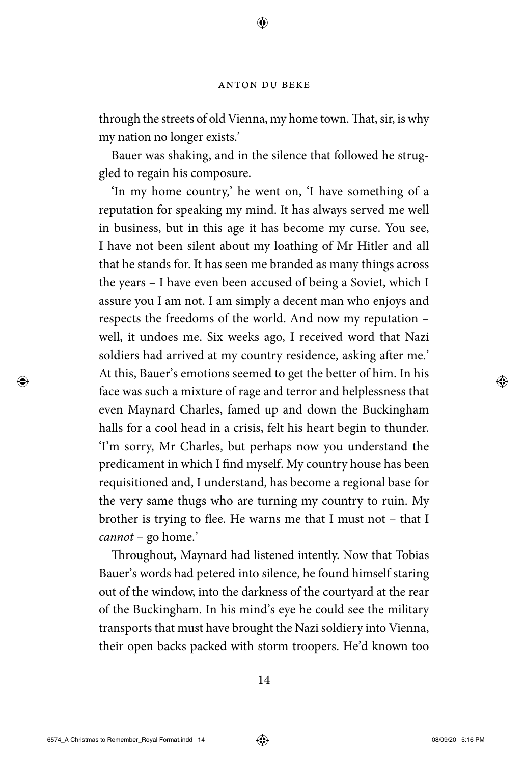through the streets of old Vienna, my home town. That, sir, is why my nation no longer exists.'

Bauer was shaking, and in the silence that followed he struggled to regain his composure.

'In my home country,' he went on, 'I have something of a reputation for speaking my mind. It has always served me well in business, but in this age it has become my curse. You see, I have not been silent about my loathing of Mr Hitler and all that he stands for. It has seen me branded as many things across the years – I have even been accused of being a Soviet, which I assure you I am not. I am simply a decent man who enjoys and respects the freedoms of the world. And now my reputation – well, it undoes me. Six weeks ago, I received word that Nazi soldiers had arrived at my country residence, asking after me.' At this, Bauer's emotions seemed to get the better of him. In his face was such a mixture of rage and terror and helplessness that even Maynard Charles, famed up and down the Buckingham halls for a cool head in a crisis, felt his heart begin to thunder. 'I'm sorry, Mr Charles, but perhaps now you understand the predicament in which I find myself. My country house has been requisitioned and, I understand, has become a regional base for the very same thugs who are turning my country to ruin. My brother is trying to flee. He warns me that I must not – that I *cannot* – go home.'

Throughout, Maynard had listened intently. Now that Tobias Bauer's words had petered into silence, he found himself staring out of the window, into the darkness of the courtyard at the rear of the Buckingham. In his mind's eye he could see the military transports that must have brought the Nazi soldiery into Vienna, their open backs packed with storm troopers. He'd known too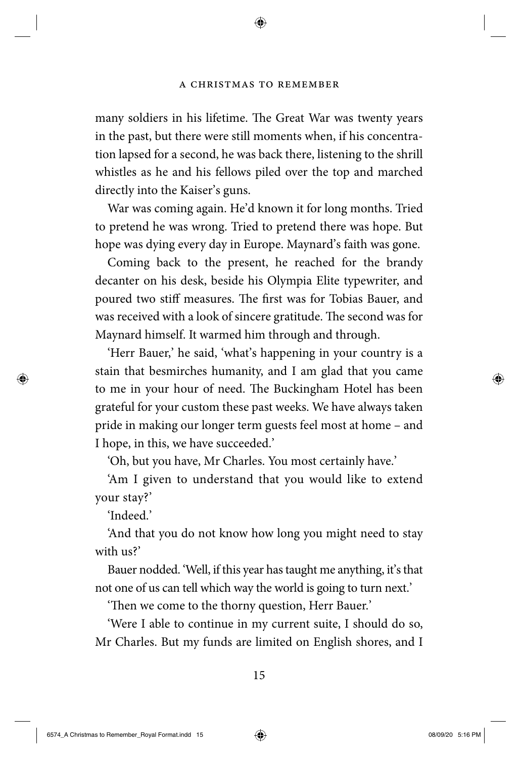many soldiers in his lifetime. The Great War was twenty years in the past, but there were still moments when, if his concentration lapsed for a second, he was back there, listening to the shrill whistles as he and his fellows piled over the top and marched directly into the Kaiser's guns.

War was coming again. He'd known it for long months. Tried to pretend he was wrong. Tried to pretend there was hope. But hope was dying every day in Europe. Maynard's faith was gone.

Coming back to the present, he reached for the brandy decanter on his desk, beside his Olympia Elite typewriter, and poured two stiff measures. The first was for Tobias Bauer, and was received with a look of sincere gratitude. The second was for Maynard himself. It warmed him through and through.

'Herr Bauer,' he said, 'what's happening in your country is a stain that besmirches humanity, and I am glad that you came to me in your hour of need. The Buckingham Hotel has been grateful for your custom these past weeks. We have always taken pride in making our longer term guests feel most at home – and I hope, in this, we have succeeded.'

'Oh, but you have, Mr Charles. You most certainly have.'

'Am I given to understand that you would like to extend your stay?'

'Indeed.'

'And that you do not know how long you might need to stay with us?'

Bauer nodded. 'Well, if this year has taught me anything, it's that not one of us can tell which way the world is going to turn next.'

'Then we come to the thorny question, Herr Bauer.'

'Were I able to continue in my current suite, I should do so, Mr Charles. But my funds are limited on English shores, and I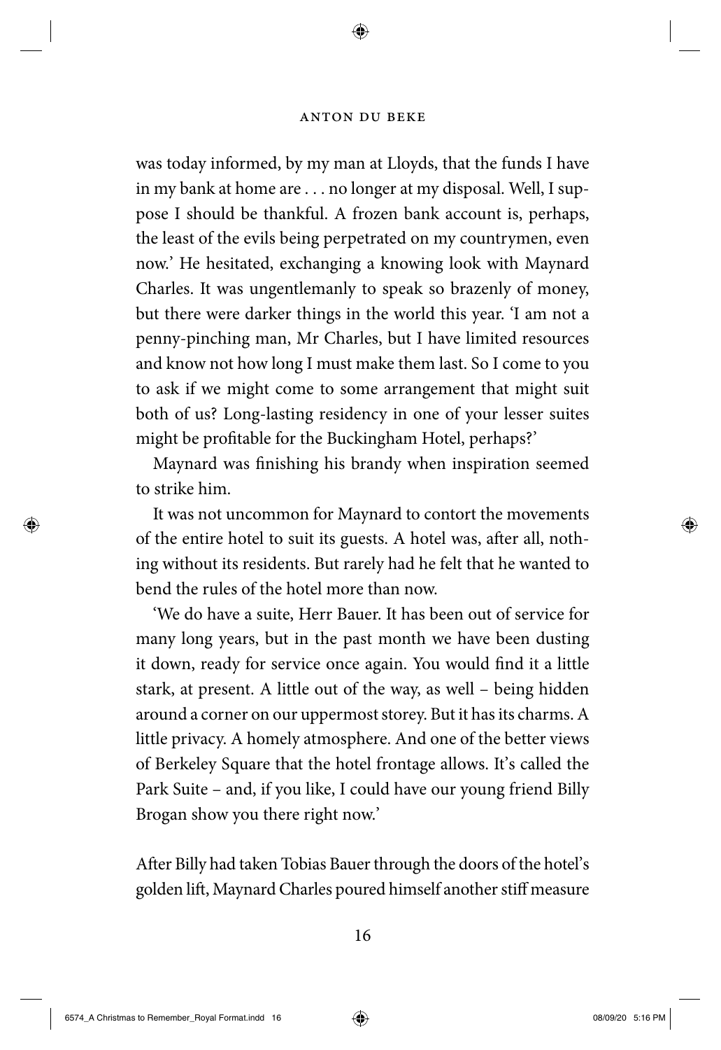was today informed, by my man at Lloyds, that the funds I have in my bank at home are . . . no longer at my disposal. Well, I suppose I should be thankful. A frozen bank account is, perhaps, the least of the evils being perpetrated on my countrymen, even now.' He hesitated, exchanging a knowing look with Maynard Charles. It was ungentlemanly to speak so brazenly of money, but there were darker things in the world this year. 'I am not a penny-pinching man, Mr Charles, but I have limited resources and know not how long I must make them last. So I come to you to ask if we might come to some arrangement that might suit both of us? Long-lasting residency in one of your lesser suites might be profitable for the Buckingham Hotel, perhaps?'

Maynard was finishing his brandy when inspiration seemed to strike him.

It was not uncommon for Maynard to contort the movements of the entire hotel to suit its guests. A hotel was, after all, nothing without its residents. But rarely had he felt that he wanted to bend the rules of the hotel more than now.

'We do have a suite, Herr Bauer. It has been out of service for many long years, but in the past month we have been dusting it down, ready for service once again. You would find it a little stark, at present. A little out of the way, as well – being hidden around a corner on our uppermost storey. But it has its charms. A little privacy. A homely atmosphere. And one of the better views of Berkeley Square that the hotel frontage allows. It's called the Park Suite – and, if you like, I could have our young friend Billy Brogan show you there right now.'

After Billy had taken Tobias Bauer through the doors of the hotel's golden lift, Maynard Charles poured himself another stiff measure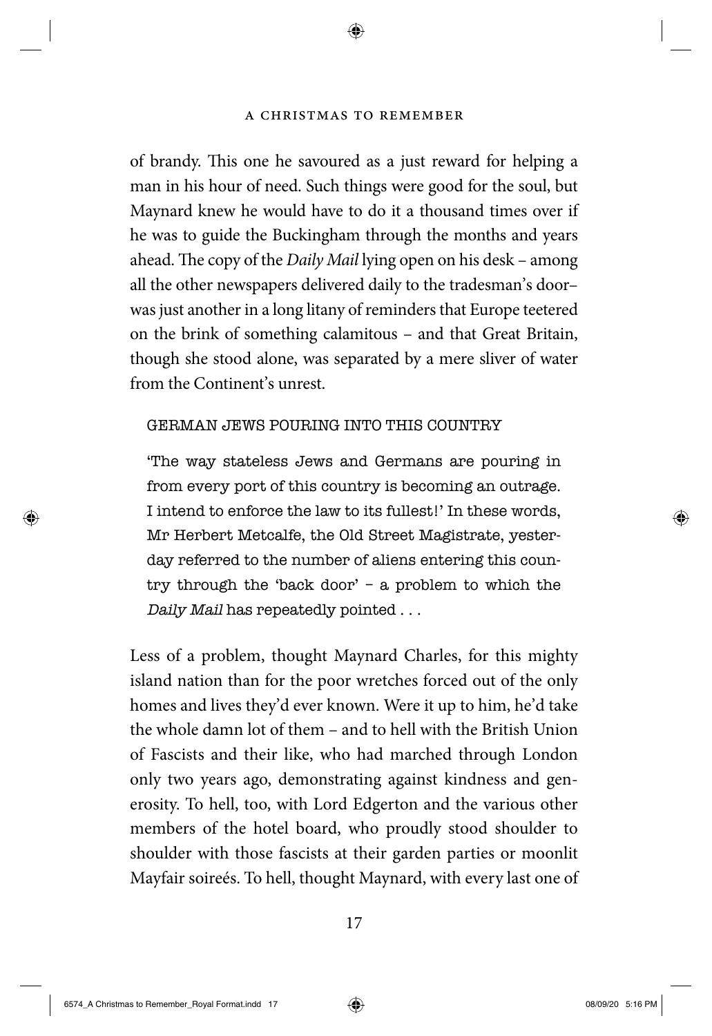of brandy. This one he savoured as a just reward for helping a man in his hour of need. Such things were good for the soul, but Maynard knew he would have to do it a thousand times over if he was to guide the Buckingham through the months and years ahead. The copy of the *Daily Mail* lying open on his desk – among all the other newspapers delivered daily to the tradesman's door– was just another in a long litany of reminders that Europe teetered on the brink of something calamitous – and that Great Britain, though she stood alone, was separated by a mere sliver of water from the Continent's unrest.

GERMAN JEWS POURING INTO THIS COUNTRY

> 'The way stateless Jews and Germans are pouring in from every port of this country is becoming an outrage. I intend to enforce the law to its fullest!' In these words, Mr Herbert Metcalfe, the Old Street Magistrate, yesterday referred to the number of aliens entering this country through the 'back door' – a problem to which the *Daily Mail* has repeatedly pointed . . .

Less of a problem, thought Maynard Charles, for this mighty island nation than for the poor wretches forced out of the only homes and lives they'd ever known. Were it up to him, he'd take the whole damn lot of them – and to hell with the British Union of Fascists and their like, who had marched through London only two years ago, demonstrating against kindness and generosity. To hell, too, with Lord Edgerton and the various other members of the hotel board, who proudly stood shoulder to shoulder with those fascists at their garden parties or moonlit Mayfair soireés. To hell, thought Maynard, with every last one of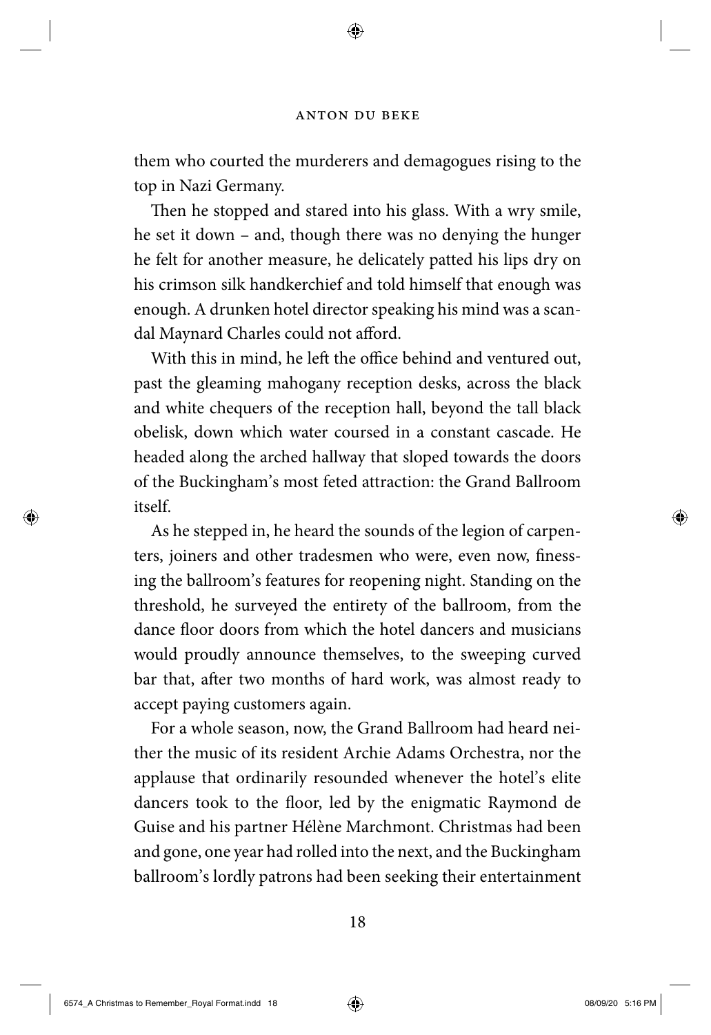them who courted the murderers and demagogues rising to the top in Nazi Germany.

Then he stopped and stared into his glass. With a wry smile, he set it down – and, though there was no denying the hunger he felt for another measure, he delicately patted his lips dry on his crimson silk handkerchief and told himself that enough was enough. A drunken hotel director speaking his mind was a scandal Maynard Charles could not afford.

With this in mind, he left the office behind and ventured out, past the gleaming mahogany reception desks, across the black and white chequers of the reception hall, beyond the tall black obelisk, down which water coursed in a constant cascade. He headed along the arched hallway that sloped towards the doors of the Buckingham's most feted attraction: the Grand Ballroom itself.

As he stepped in, he heard the sounds of the legion of carpenters, joiners and other tradesmen who were, even now, finessing the ballroom's features for reopening night. Standing on the threshold, he surveyed the entirety of the ballroom, from the dance floor doors from which the hotel dancers and musicians would proudly announce themselves, to the sweeping curved bar that, after two months of hard work, was almost ready to accept paying customers again.

For a whole season, now, the Grand Ballroom had heard neither the music of its resident Archie Adams Orchestra, nor the applause that ordinarily resounded whenever the hotel's elite dancers took to the floor, led by the enigmatic Raymond de Guise and his partner Hélène Marchmont. Christmas had been and gone, one year had rolled into the next, and the Buckingham ballroom's lordly patrons had been seeking their entertainment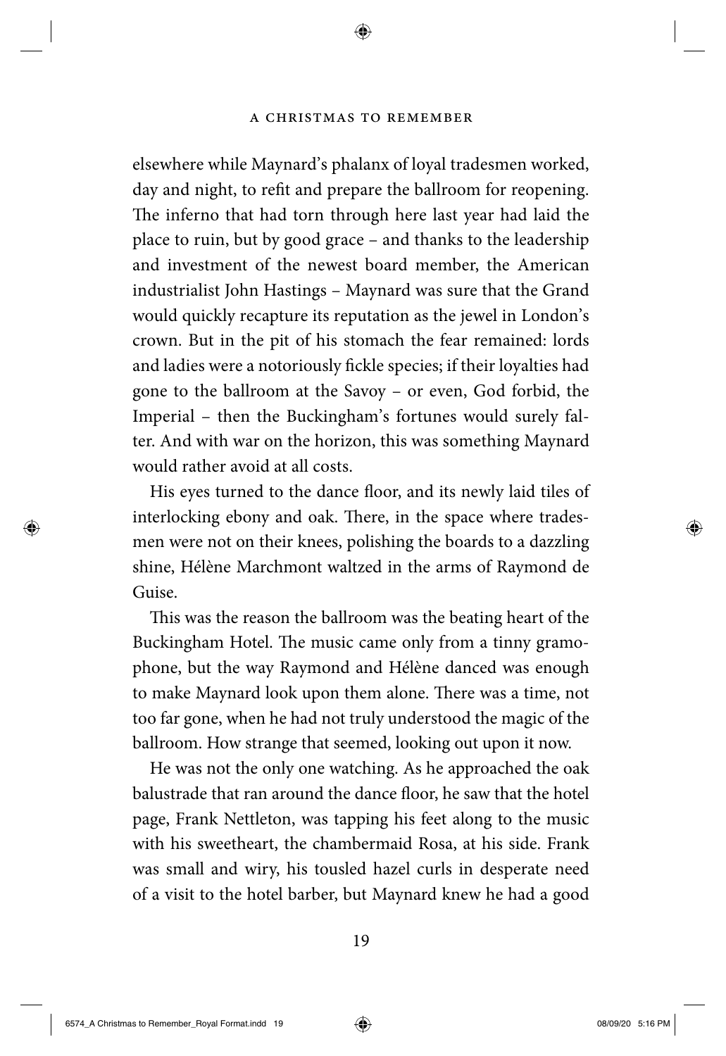elsewhere while Maynard's phalanx of loyal tradesmen worked, day and night, to refit and prepare the ballroom for reopening. The inferno that had torn through here last year had laid the place to ruin, but by good grace – and thanks to the leadership and investment of the newest board member, the American industrialist John Hastings – Maynard was sure that the Grand would quickly recapture its reputation as the jewel in London's crown. But in the pit of his stomach the fear remained: lords and ladies were a notoriously fickle species; if their loyalties had gone to the ballroom at the Savoy – or even, God forbid, the Imperial – then the Buckingham's fortunes would surely falter. And with war on the horizon, this was something Maynard would rather avoid at all costs.

His eyes turned to the dance floor, and its newly laid tiles of interlocking ebony and oak. There, in the space where tradesmen were not on their knees, polishing the boards to a dazzling shine, Hélène Marchmont waltzed in the arms of Raymond de Guise.

This was the reason the ballroom was the beating heart of the Buckingham Hotel. The music came only from a tinny gramophone, but the way Raymond and Hélène danced was enough to make Maynard look upon them alone. There was a time, not too far gone, when he had not truly understood the magic of the ballroom. How strange that seemed, looking out upon it now.

He was not the only one watching. As he approached the oak balustrade that ran around the dance floor, he saw that the hotel page, Frank Nettleton, was tapping his feet along to the music with his sweetheart, the chambermaid Rosa, at his side. Frank was small and wiry, his tousled hazel curls in desperate need of a visit to the hotel barber, but Maynard knew he had a good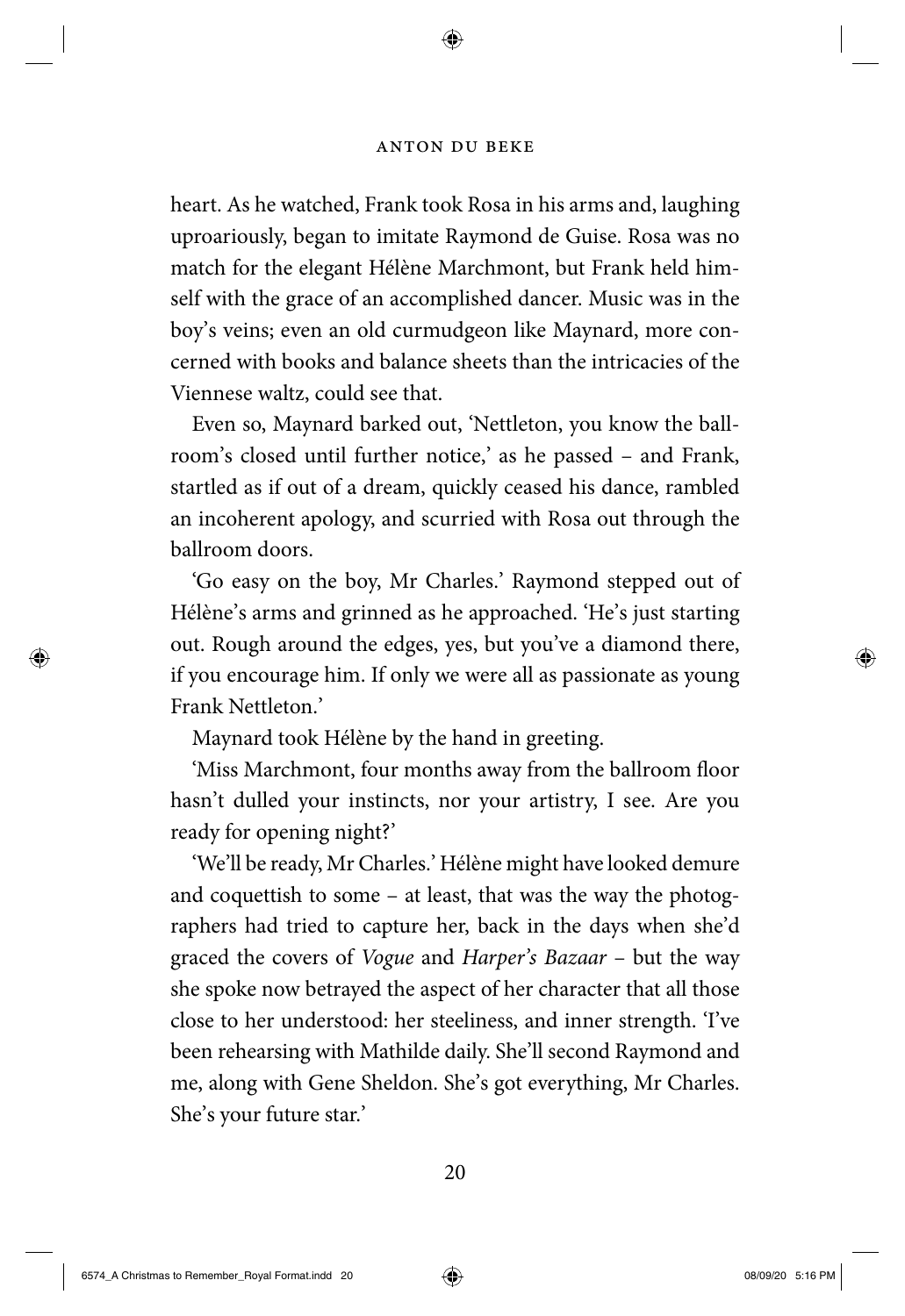heart. As he watched, Frank took Rosa in his arms and, laughing uproariously, began to imitate Raymond de Guise. Rosa was no match for the elegant Hélène Marchmont, but Frank held himself with the grace of an accomplished dancer. Music was in the boy's veins; even an old curmudgeon like Maynard, more concerned with books and balance sheets than the intricacies of the Viennese waltz, could see that.

Even so, Maynard barked out, 'Nettleton, you know the ballroom's closed until further notice,' as he passed – and Frank, startled as if out of a dream, quickly ceased his dance, rambled an incoherent apology, and scurried with Rosa out through the ballroom doors.

'Go easy on the boy, Mr Charles.' Raymond stepped out of Hélène's arms and grinned as he approached. 'He's just starting out. Rough around the edges, yes, but you've a diamond there, if you encourage him. If only we were all as passionate as young Frank Nettleton.'

Maynard took Hélène by the hand in greeting.

'Miss Marchmont, four months away from the ballroom floor hasn't dulled your instincts, nor your artistry, I see. Are you ready for opening night?'

'We'll be ready, Mr Charles.' Hélène might have looked demure and coquettish to some – at least, that was the way the photographers had tried to capture her, back in the days when she'd graced the covers of *Vogue* and *Harper's Bazaar* – but the way she spoke now betrayed the aspect of her character that all those close to her understood: her steeliness, and inner strength. 'I've been rehearsing with Mathilde daily. She'll second Raymond and me, along with Gene Sheldon. She's got everything, Mr Charles. She's your future star.'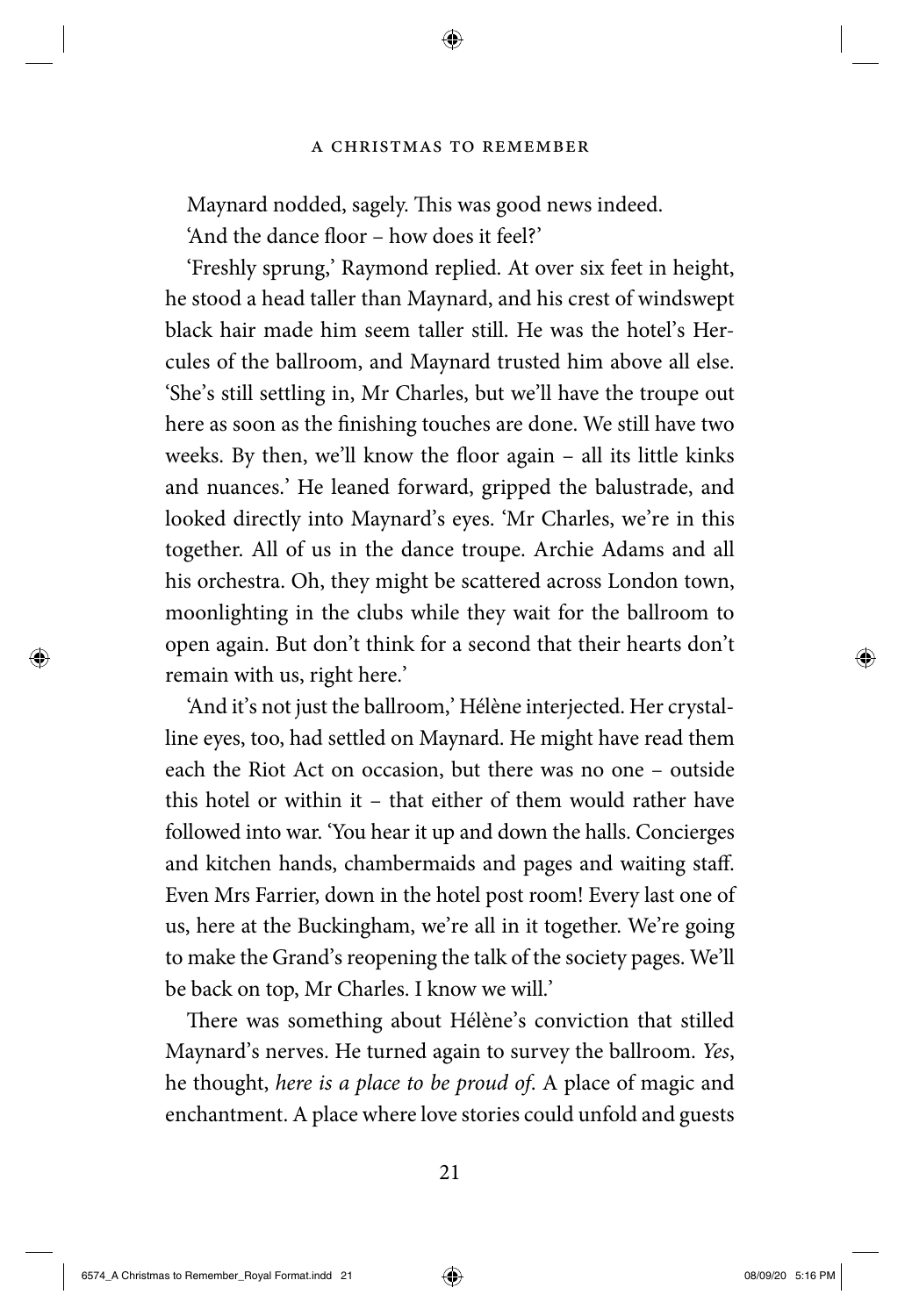Maynard nodded, sagely. This was good news indeed.

'And the dance floor – how does it feel?'

'Freshly sprung,' Raymond replied. At over six feet in height, he stood a head taller than Maynard, and his crest of windswept black hair made him seem taller still. He was the hotel's Hercules of the ballroom, and Maynard trusted him above all else. 'She's still settling in, Mr Charles, but we'll have the troupe out here as soon as the finishing touches are done. We still have two weeks. By then, we'll know the floor again – all its little kinks and nuances.' He leaned forward, gripped the balustrade, and looked directly into Maynard's eyes. 'Mr Charles, we're in this together. All of us in the dance troupe. Archie Adams and all his orchestra. Oh, they might be scattered across London town, moonlighting in the clubs while they wait for the ballroom to open again. But don't think for a second that their hearts don't remain with us, right here.'

'And it's not just the ballroom,' Hélène interjected. Her crystalline eyes, too, had settled on Maynard. He might have read them each the Riot Act on occasion, but there was no one – outside this hotel or within it – that either of them would rather have followed into war. 'You hear it up and down the halls. Concierges and kitchen hands, chambermaids and pages and waiting staff. Even Mrs Farrier, down in the hotel post room! Every last one of us, here at the Buckingham, we're all in it together. We're going to make the Grand's reopening the talk of the society pages. We'll be back on top, Mr Charles. I know we will.'

There was something about Hélène's conviction that stilled Maynard's nerves. He turned again to survey the ballroom. *Yes*, he thought, *here is a place to be proud of*. A place of magic and enchantment. A place where love stories could unfold and guests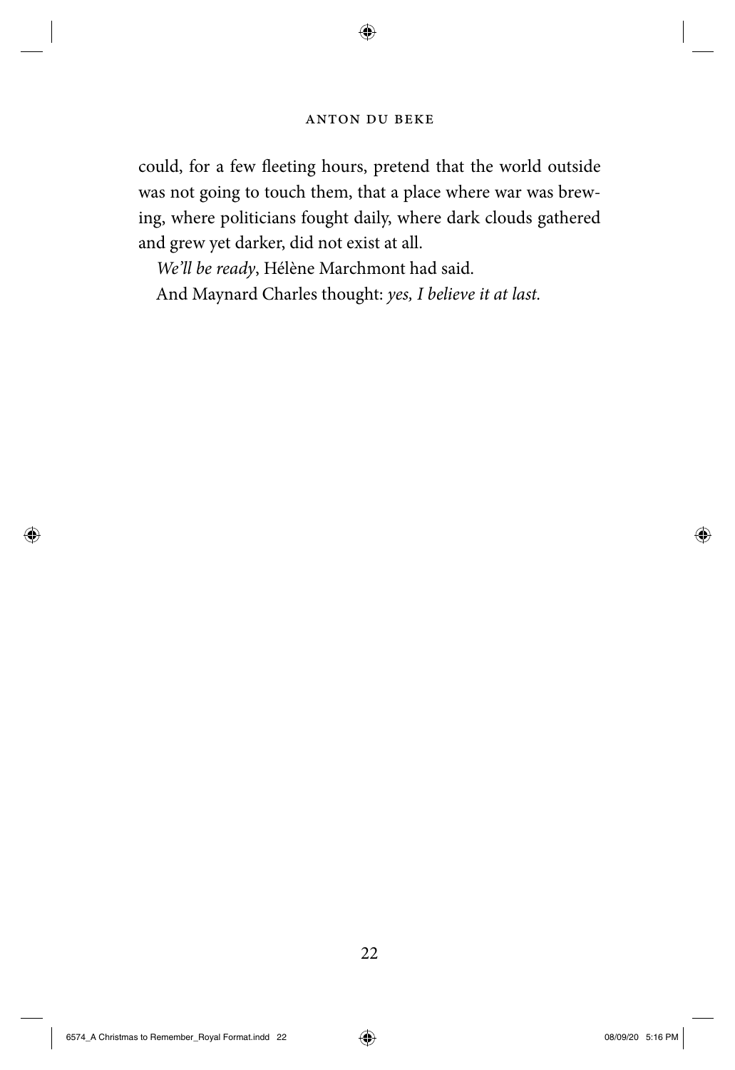could, for a few fleeting hours, pretend that the world outside was not going to touch them, that a place where war was brewing, where politicians fought daily, where dark clouds gathered and grew yet darker, did not exist at all.

*We'll be ready*, Hélène Marchmont had said.

And Maynard Charles thought: *yes, I believe it at last.*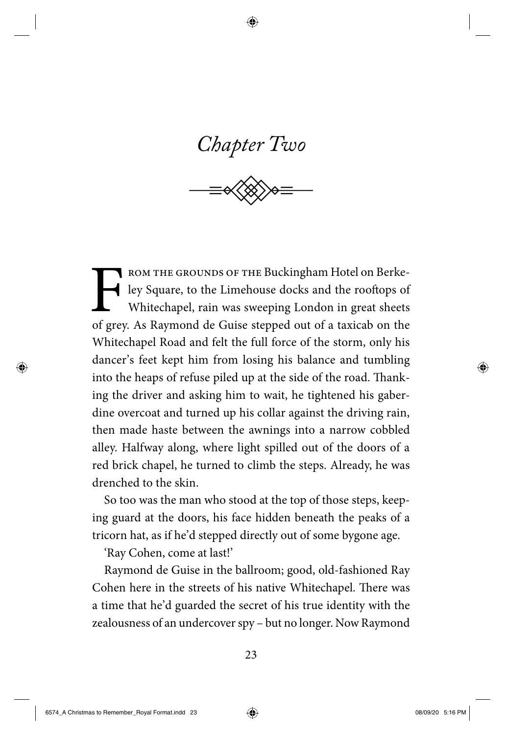# *Chapter Two*

From the grounds of the Buckingham Hotel on Berkeley Square, to the Limehouse docks and the rooftops of Whitechapel, rain was sweeping London in great sheets of grey. As Raymond de Guise stepped out of a taxicab on the Whitechapel Road and felt the full force of the storm, only his dancer's feet kept him from losing his balance and tumbling into the heaps of refuse piled up at the side of the road. Thanking the driver and asking him to wait, he tightened his gaberdine overcoat and turned up his collar against the driving rain, then made haste between the awnings into a narrow cobbled alley. Halfway along, where light spilled out of the doors of a red brick chapel, he turned to climb the steps. Already, he was drenched to the skin.

So too was the man who stood at the top of those steps, keeping guard at the doors, his face hidden beneath the peaks of a tricorn hat, as if he'd stepped directly out of some bygone age.

'Ray Cohen, come at last!'

Raymond de Guise in the ballroom; good, old-fashioned Ray Cohen here in the streets of his native Whitechapel. There was a time that he'd guarded the secret of his true identity with the zealousness of an undercover spy – but no longer. Now Raymond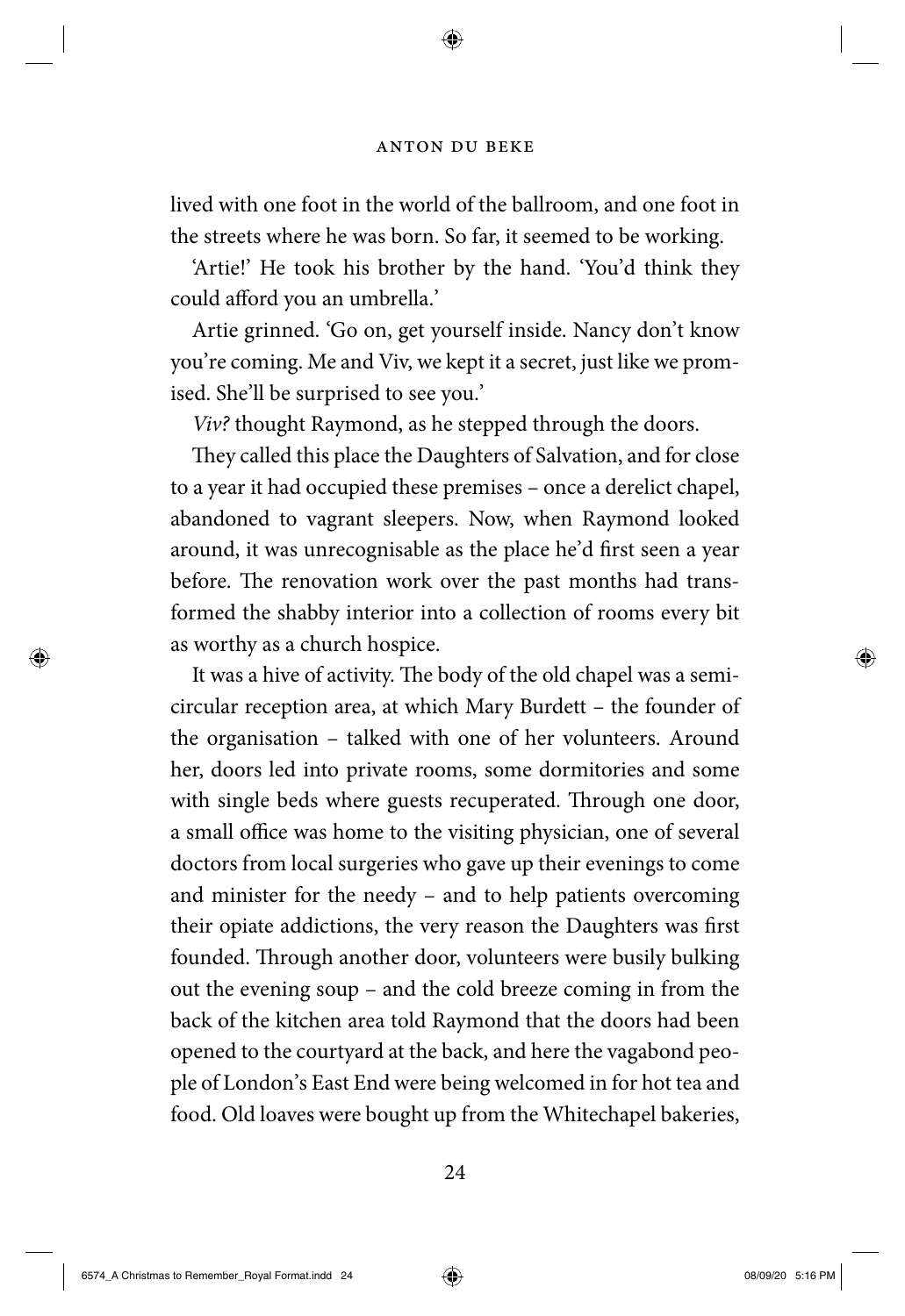lived with one foot in the world of the ballroom, and one foot in the streets where he was born. So far, it seemed to be working.

'Artie!' He took his brother by the hand. 'You'd think they could afford you an umbrella.'

Artie grinned. 'Go on, get yourself inside. Nancy don't know you're coming. Me and Viv, we kept it a secret, just like we promised. She'll be surprised to see you.'

*Viv?* thought Raymond, as he stepped through the doors.

They called this place the Daughters of Salvation, and for close to a year it had occupied these premises – once a derelict chapel, abandoned to vagrant sleepers. Now, when Raymond looked around, it was unrecognisable as the place he'd first seen a year before. The renovation work over the past months had transformed the shabby interior into a collection of rooms every bit as worthy as a church hospice.

It was a hive of activity. The body of the old chapel was a semicircular reception area, at which Mary Burdett – the founder of the organisation – talked with one of her volunteers. Around her, doors led into private rooms, some dormitories and some with single beds where guests recuperated. Through one door, a small office was home to the visiting physician, one of several doctors from local surgeries who gave up their evenings to come and minister for the needy – and to help patients overcoming their opiate addictions, the very reason the Daughters was first founded. Through another door, volunteers were busily bulking out the evening soup – and the cold breeze coming in from the back of the kitchen area told Raymond that the doors had been opened to the courtyard at the back, and here the vagabond people of London's East End were being welcomed in for hot tea and food. Old loaves were bought up from the Whitechapel bakeries,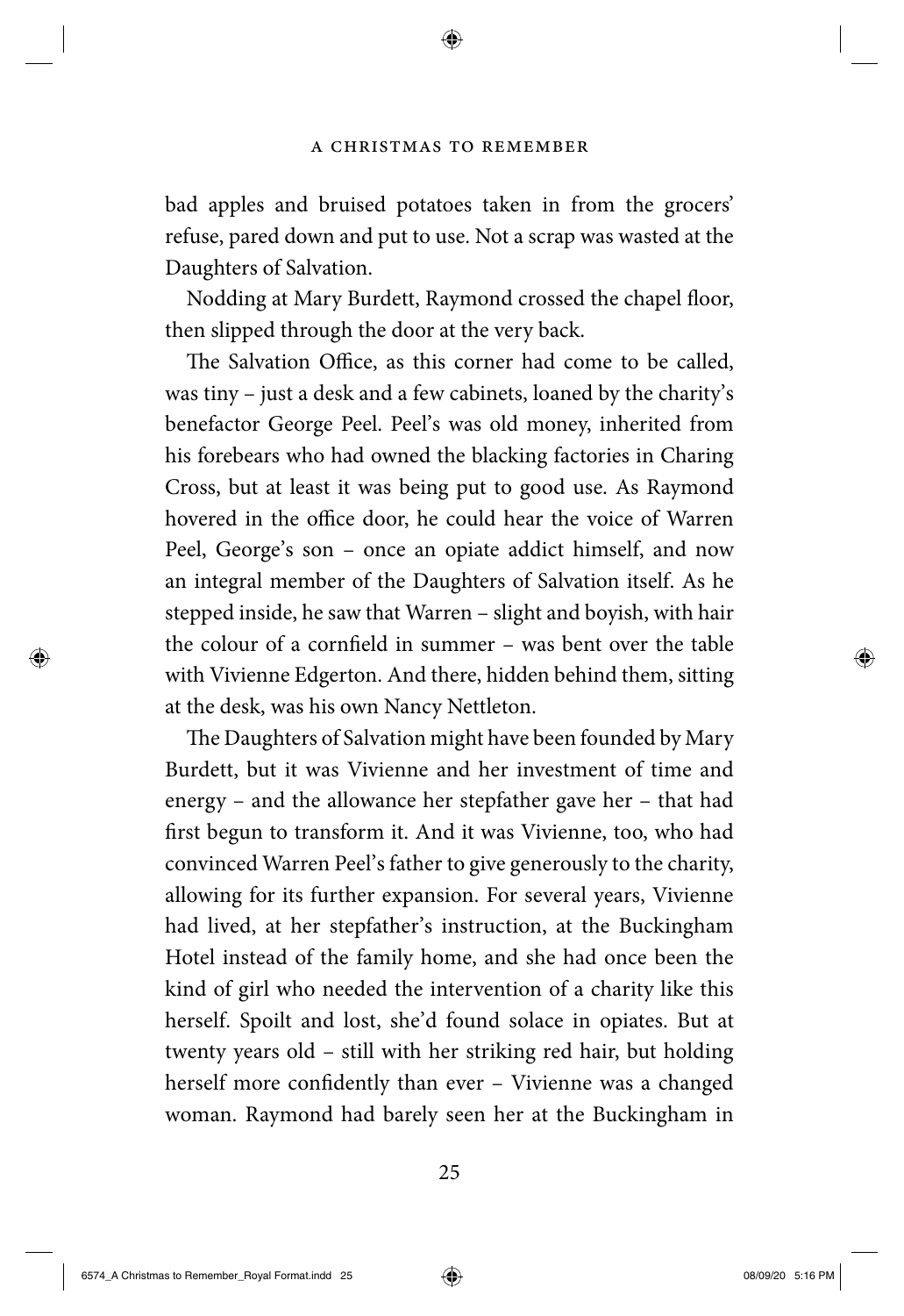bad apples and bruised potatoes taken in from the grocers' refuse, pared down and put to use. Not a scrap was wasted at the Daughters of Salvation.

Nodding at Mary Burdett, Raymond crossed the chapel floor, then slipped through the door at the very back.

The Salvation Office, as this corner had come to be called, was tiny – just a desk and a few cabinets, loaned by the charity's benefactor George Peel. Peel's was old money, inherited from his forebears who had owned the blacking factories in Charing Cross, but at least it was being put to good use. As Raymond hovered in the office door, he could hear the voice of Warren Peel, George's son – once an opiate addict himself, and now an integral member of the Daughters of Salvation itself. As he stepped inside, he saw that Warren – slight and boyish, with hair the colour of a cornfield in summer – was bent over the table with Vivienne Edgerton. And there, hidden behind them, sitting at the desk, was his own Nancy Nettleton.

The Daughters of Salvation might have been founded by Mary Burdett, but it was Vivienne and her investment of time and energy – and the allowance her stepfather gave her – that had first begun to transform it. And it was Vivienne, too, who had convinced Warren Peel's father to give generously to the charity, allowing for its further expansion. For several years, Vivienne had lived, at her stepfather's instruction, at the Buckingham Hotel instead of the family home, and she had once been the kind of girl who needed the intervention of a charity like this herself. Spoilt and lost, she'd found solace in opiates. But at twenty years old – still with her striking red hair, but holding herself more confidently than ever – Vivienne was a changed woman. Raymond had barely seen her at the Buckingham in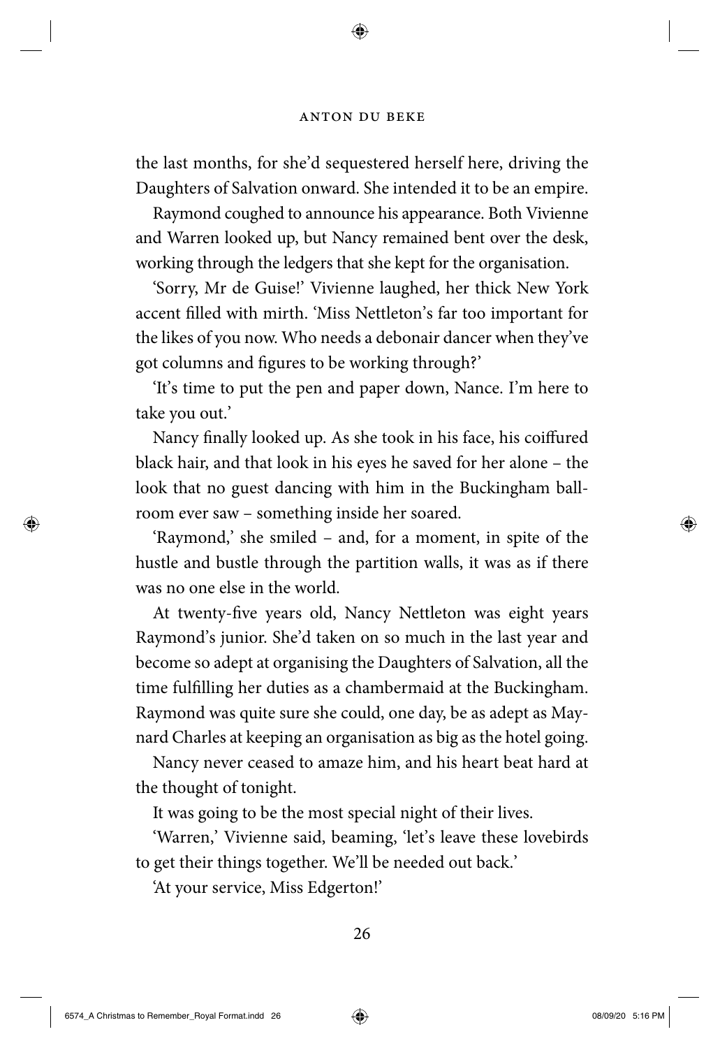the last months, for she'd sequestered herself here, driving the Daughters of Salvation onward. She intended it to be an empire.

Raymond coughed to announce his appearance. Both Vivienne and Warren looked up, but Nancy remained bent over the desk, working through the ledgers that she kept for the organisation.

'Sorry, Mr de Guise!' Vivienne laughed, her thick New York accent filled with mirth. 'Miss Nettleton's far too important for the likes of you now. Who needs a debonair dancer when they've got columns and figures to be working through?'

'It's time to put the pen and paper down, Nance. I'm here to take you out.'

Nancy finally looked up. As she took in his face, his coiffured black hair, and that look in his eyes he saved for her alone – the look that no guest dancing with him in the Buckingham ballroom ever saw – something inside her soared.

'Raymond,' she smiled – and, for a moment, in spite of the hustle and bustle through the partition walls, it was as if there was no one else in the world.

At twenty-five years old, Nancy Nettleton was eight years Raymond's junior. She'd taken on so much in the last year and become so adept at organising the Daughters of Salvation, all the time fulfilling her duties as a chambermaid at the Buckingham. Raymond was quite sure she could, one day, be as adept as Maynard Charles at keeping an organisation as big as the hotel going.

Nancy never ceased to amaze him, and his heart beat hard at the thought of tonight.

It was going to be the most special night of their lives.

'Warren,' Vivienne said, beaming, 'let's leave these lovebirds to get their things together. We'll be needed out back.'

'At your service, Miss Edgerton!'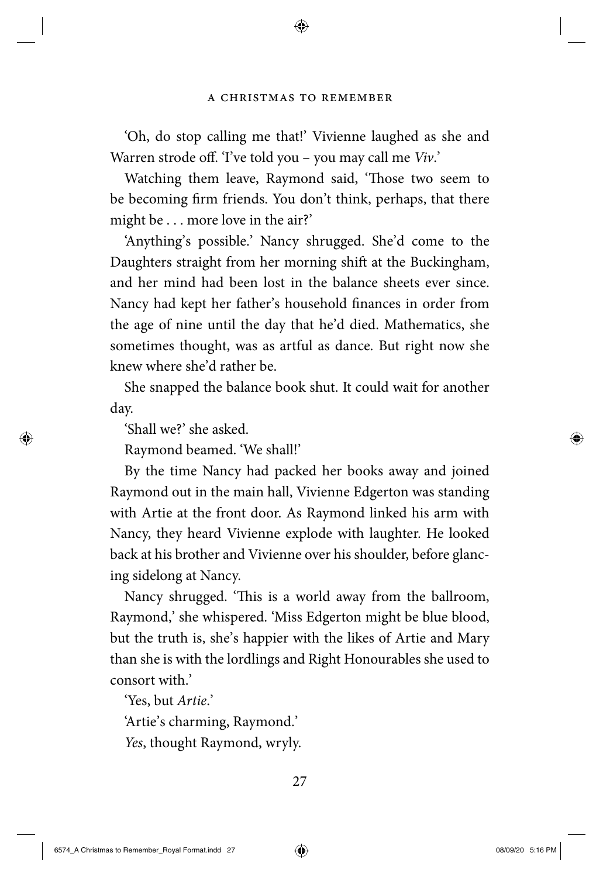'Oh, do stop calling me that!' Vivienne laughed as she and Warren strode off. 'I've told you – you may call me *Viv*.'

Watching them leave, Raymond said, 'Those two seem to be becoming firm friends. You don't think, perhaps, that there might be . . . more love in the air?'

'Anything's possible.' Nancy shrugged. She'd come to the Daughters straight from her morning shift at the Buckingham, and her mind had been lost in the balance sheets ever since. Nancy had kept her father's household finances in order from the age of nine until the day that he'd died. Mathematics, she sometimes thought, was as artful as dance. But right now she knew where she'd rather be.

She snapped the balance book shut. It could wait for another day.

'Shall we?' she asked.

Raymond beamed. 'We shall!'

By the time Nancy had packed her books away and joined Raymond out in the main hall, Vivienne Edgerton was standing with Artie at the front door. As Raymond linked his arm with Nancy, they heard Vivienne explode with laughter. He looked back at his brother and Vivienne over his shoulder, before glancing sidelong at Nancy.

Nancy shrugged. 'This is a world away from the ballroom, Raymond,' she whispered. 'Miss Edgerton might be blue blood, but the truth is, she's happier with the likes of Artie and Mary than she is with the lordlings and Right Honourables she used to consort with.'

'Yes, but *Artie*.'

'Artie's charming, Raymond.'

*Yes*, thought Raymond, wryly.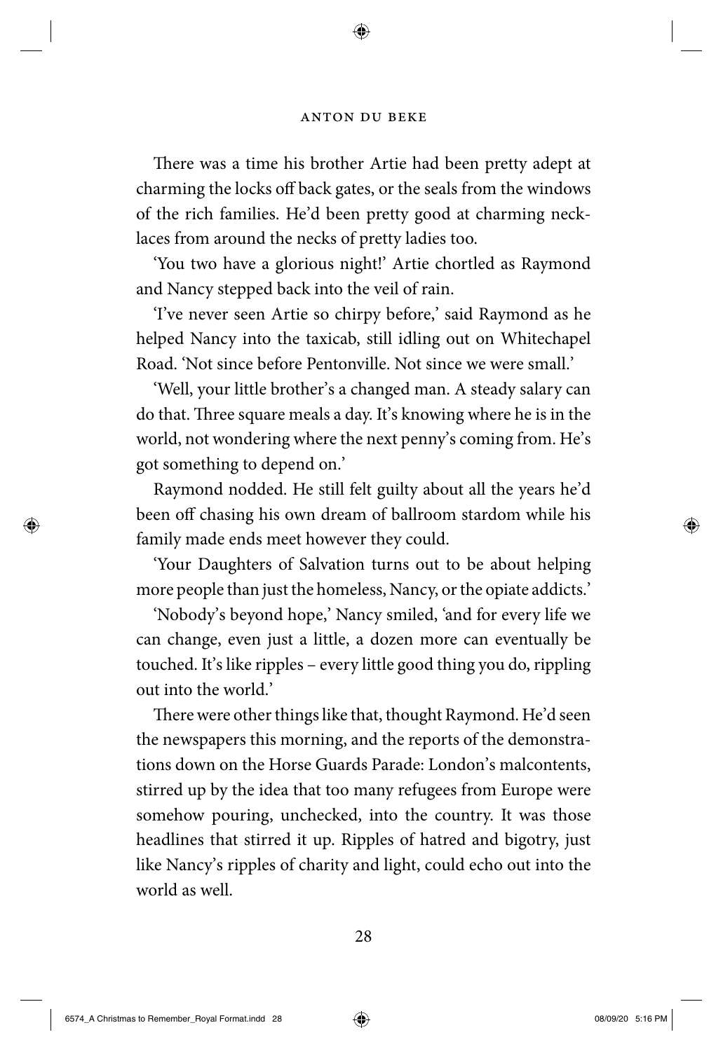There was a time his brother Artie had been pretty adept at charming the locks off back gates, or the seals from the windows of the rich families. He'd been pretty good at charming necklaces from around the necks of pretty ladies too.

'You two have a glorious night!' Artie chortled as Raymond and Nancy stepped back into the veil of rain.

'I've never seen Artie so chirpy before,' said Raymond as he helped Nancy into the taxicab, still idling out on Whitechapel Road. 'Not since before Pentonville. Not since we were small.'

'Well, your little brother's a changed man. A steady salary can do that. Three square meals a day. It's knowing where he is in the world, not wondering where the next penny's coming from. He's got something to depend on.'

Raymond nodded. He still felt guilty about all the years he'd been off chasing his own dream of ballroom stardom while his family made ends meet however they could.

'Your Daughters of Salvation turns out to be about helping more people than just the homeless, Nancy, or the opiate addicts.'

'Nobody's beyond hope,' Nancy smiled, 'and for every life we can change, even just a little, a dozen more can eventually be touched. It's like ripples – every little good thing you do, rippling out into the world.'

There were other things like that, thought Raymond. He'd seen the newspapers this morning, and the reports of the demonstrations down on the Horse Guards Parade: London's malcontents, stirred up by the idea that too many refugees from Europe were somehow pouring, unchecked, into the country. It was those headlines that stirred it up. Ripples of hatred and bigotry, just like Nancy's ripples of charity and light, could echo out into the world as well.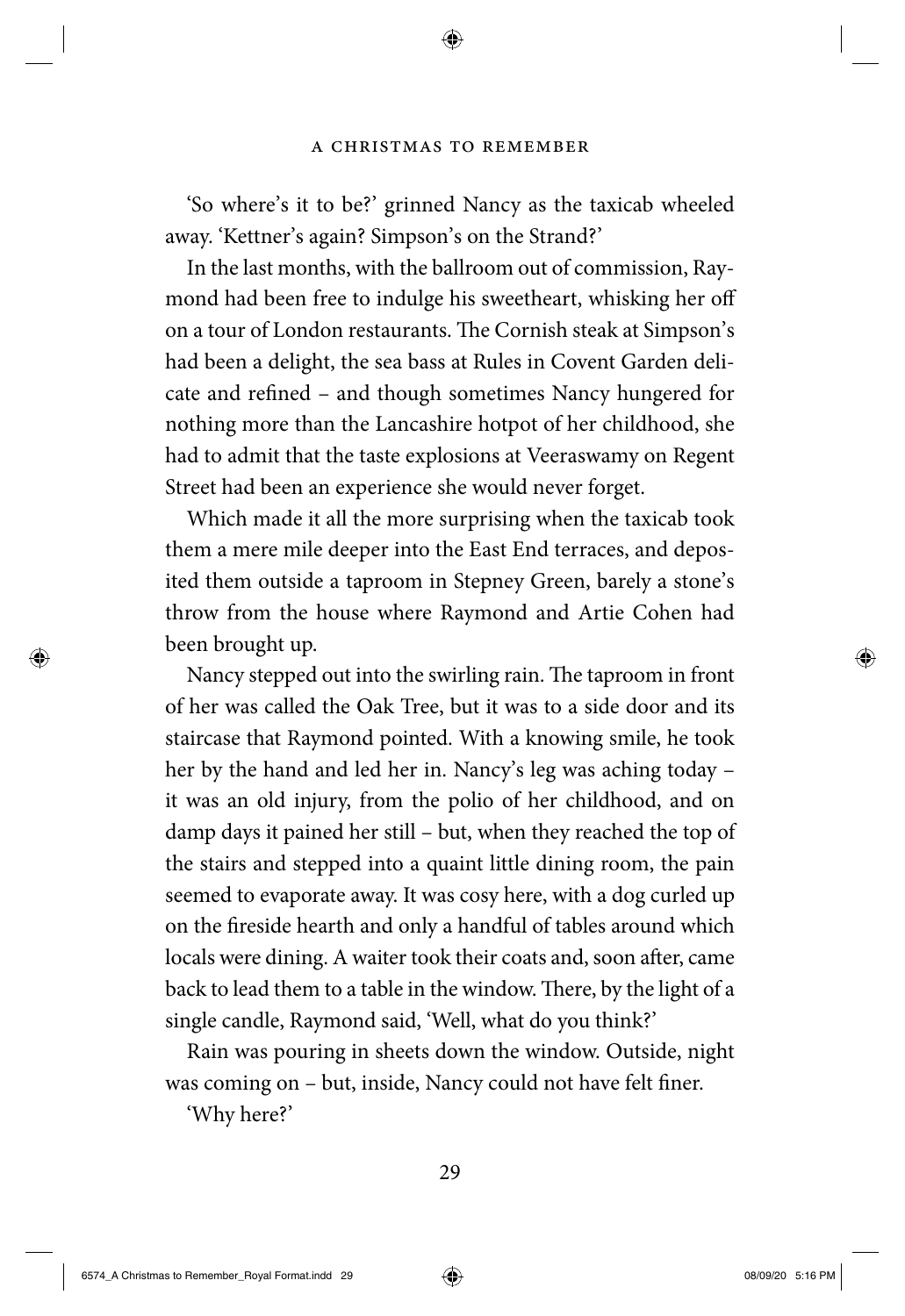'So where's it to be?' grinned Nancy as the taxicab wheeled away. 'Kettner's again? Simpson's on the Strand?'

In the last months, with the ballroom out of commission, Raymond had been free to indulge his sweetheart, whisking her off on a tour of London restaurants. The Cornish steak at Simpson's had been a delight, the sea bass at Rules in Covent Garden delicate and refined – and though sometimes Nancy hungered for nothing more than the Lancashire hotpot of her childhood, she had to admit that the taste explosions at Veeraswamy on Regent Street had been an experience she would never forget.

Which made it all the more surprising when the taxicab took them a mere mile deeper into the East End terraces, and deposited them outside a taproom in Stepney Green, barely a stone's throw from the house where Raymond and Artie Cohen had been brought up.

Nancy stepped out into the swirling rain. The taproom in front of her was called the Oak Tree, but it was to a side door and its staircase that Raymond pointed. With a knowing smile, he took her by the hand and led her in. Nancy's leg was aching today – it was an old injury, from the polio of her childhood, and on damp days it pained her still – but, when they reached the top of the stairs and stepped into a quaint little dining room, the pain seemed to evaporate away. It was cosy here, with a dog curled up on the fireside hearth and only a handful of tables around which locals were dining. A waiter took their coats and, soon after, came back to lead them to a table in the window. There, by the light of a single candle, Raymond said, 'Well, what do you think?'

Rain was pouring in sheets down the window. Outside, night was coming on – but, inside, Nancy could not have felt finer.

'Why here?'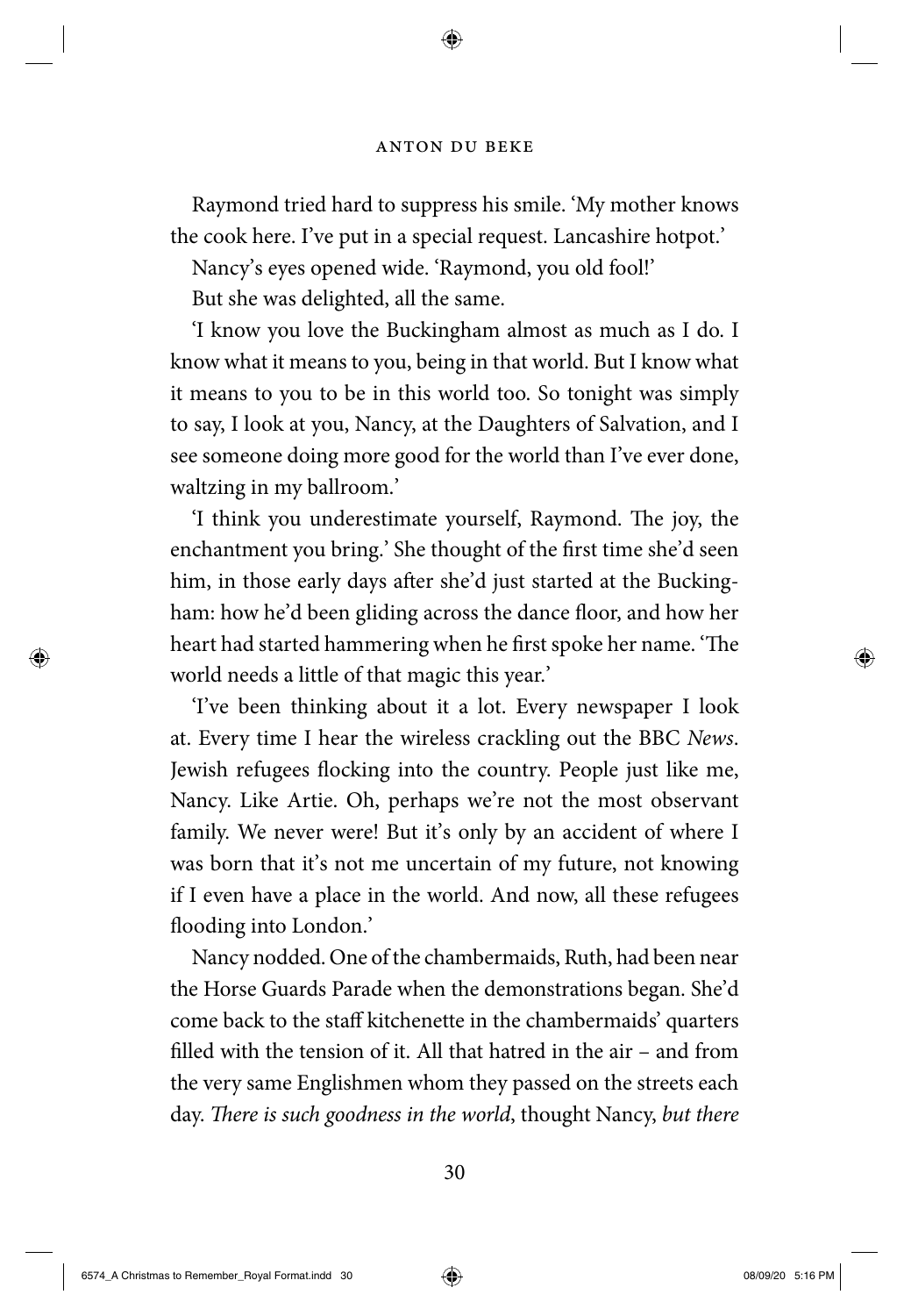Raymond tried hard to suppress his smile. 'My mother knows the cook here. I've put in a special request. Lancashire hotpot.'

Nancy's eyes opened wide. 'Raymond, you old fool!'

But she was delighted, all the same.

'I know you love the Buckingham almost as much as I do. I know what it means to you, being in that world. But I know what it means to you to be in this world too. So tonight was simply to say, I look at you, Nancy, at the Daughters of Salvation, and I see someone doing more good for the world than I've ever done, waltzing in my ballroom.'

'I think you underestimate yourself, Raymond. The joy, the enchantment you bring.' She thought of the first time she'd seen him, in those early days after she'd just started at the Buckingham: how he'd been gliding across the dance floor, and how her heart had started hammering when he first spoke her name. 'The world needs a little of that magic this year.'

'I've been thinking about it a lot. Every newspaper I look at. Every time I hear the wireless crackling out the BBC *News*. Jewish refugees flocking into the country. People just like me, Nancy. Like Artie. Oh, perhaps we're not the most observant family. We never were! But it's only by an accident of where I was born that it's not me uncertain of my future, not knowing if I even have a place in the world. And now, all these refugees flooding into London.'

Nancy nodded. One of the chambermaids, Ruth, had been near the Horse Guards Parade when the demonstrations began. She'd come back to the staff kitchenette in the chambermaids' quarters filled with the tension of it. All that hatred in the air – and from the very same Englishmen whom they passed on the streets each day. *There is such goodness in the world*, thought Nancy, *but there*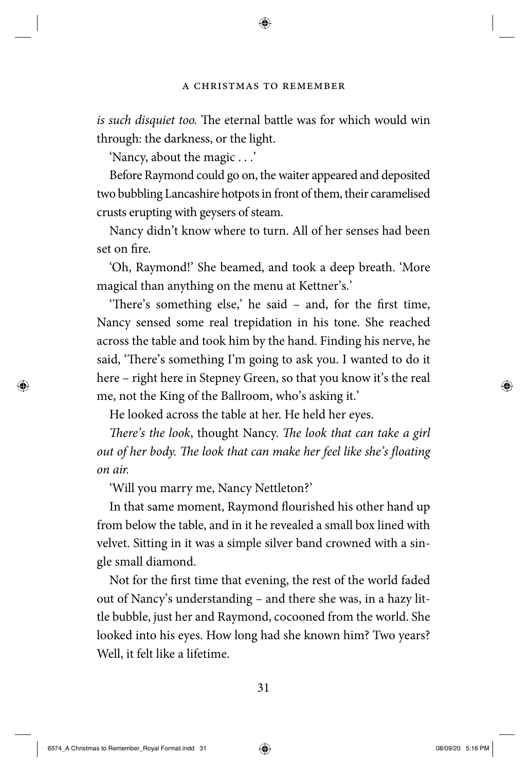*is such disquiet too.* The eternal battle was for which would win through: the darkness, or the light.

'Nancy, about the magic . . .'

Before Raymond could go on, the waiter appeared and deposited two bubbling Lancashire hotpots in front of them, their caramelised crusts erupting with geysers of steam.

Nancy didn't know where to turn. All of her senses had been set on fire.

'Oh, Raymond!' She beamed, and took a deep breath. 'More magical than anything on the menu at Kettner's.'

'There's something else,' he said – and, for the first time, Nancy sensed some real trepidation in his tone. She reached across the table and took him by the hand. Finding his nerve, he said, 'There's something I'm going to ask you. I wanted to do it here – right here in Stepney Green, so that you know it's the real me, not the King of the Ballroom, who's asking it.'

He looked across the table at her. He held her eyes.

*There's the look*, thought Nancy. *The look that can take a girl out of her body. The look that can make her feel like she's floating on air.*

'Will you marry me, Nancy Nettleton?'

In that same moment, Raymond flourished his other hand up from below the table, and in it he revealed a small box lined with velvet. Sitting in it was a simple silver band crowned with a single small diamond.

Not for the first time that evening, the rest of the world faded out of Nancy's understanding – and there she was, in a hazy little bubble, just her and Raymond, cocooned from the world. She looked into his eyes. How long had she known him? Two years? Well, it felt like a lifetime.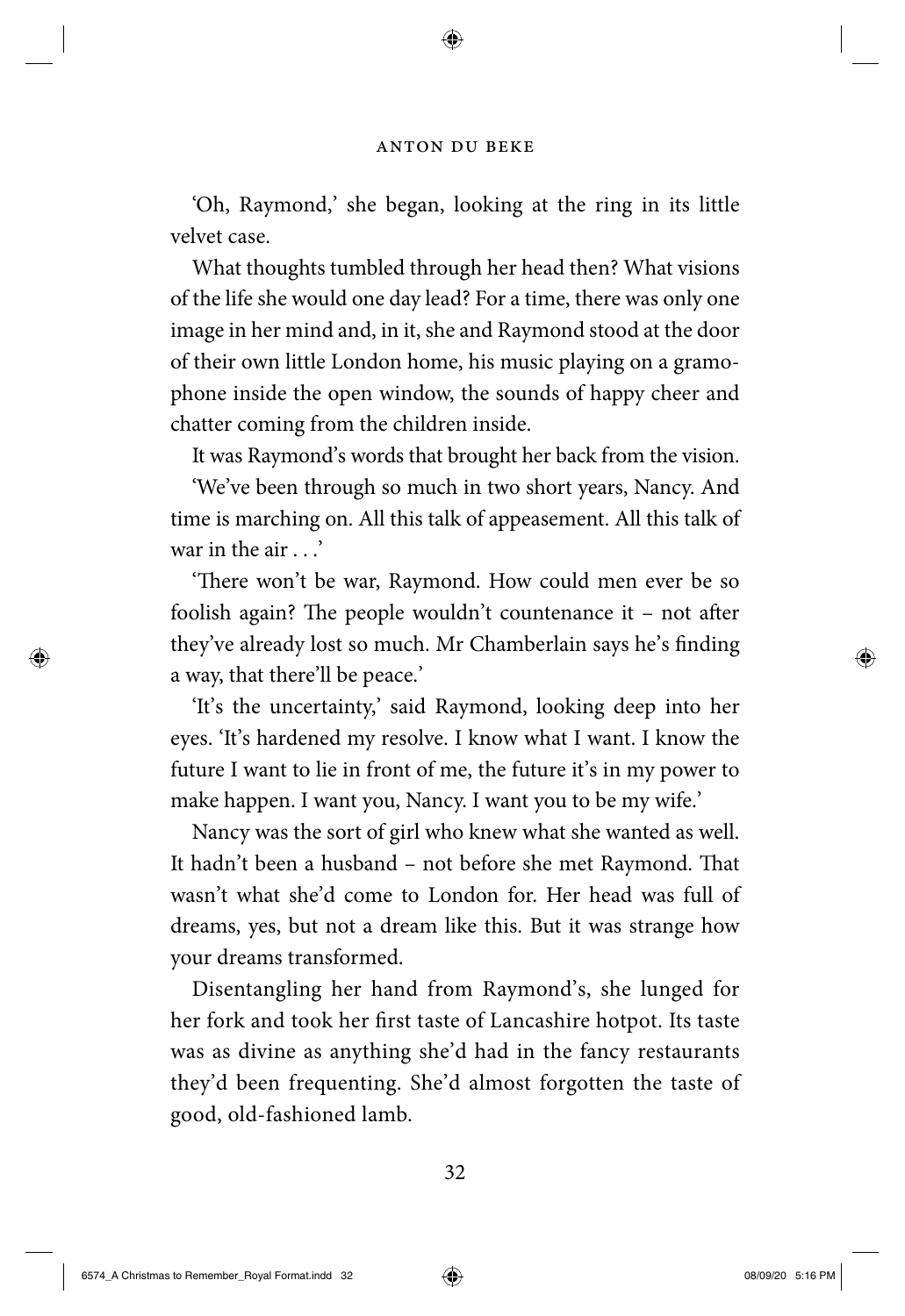'Oh, Raymond,' she began, looking at the ring in its little velvet case.

What thoughts tumbled through her head then? What visions of the life she would one day lead? For a time, there was only one image in her mind and, in it, she and Raymond stood at the door of their own little London home, his music playing on a gramophone inside the open window, the sounds of happy cheer and chatter coming from the children inside.

It was Raymond's words that brought her back from the vision.

'We've been through so much in two short years, Nancy. And time is marching on. All this talk of appeasement. All this talk of war in the air . . .'

'There won't be war, Raymond. How could men ever be so foolish again? The people wouldn't countenance it – not after they've already lost so much. Mr Chamberlain says he's finding a way, that there'll be peace.'

'It's the uncertainty,' said Raymond, looking deep into her eyes. 'It's hardened my resolve. I know what I want. I know the future I want to lie in front of me, the future it's in my power to make happen. I want you, Nancy. I want you to be my wife.'

Nancy was the sort of girl who knew what she wanted as well. It hadn't been a husband – not before she met Raymond. That wasn't what she'd come to London for. Her head was full of dreams, yes, but not a dream like this. But it was strange how your dreams transformed.

Disentangling her hand from Raymond's, she lunged for her fork and took her first taste of Lancashire hotpot. Its taste was as divine as anything she'd had in the fancy restaurants they'd been frequenting. She'd almost forgotten the taste of good, old-fashioned lamb.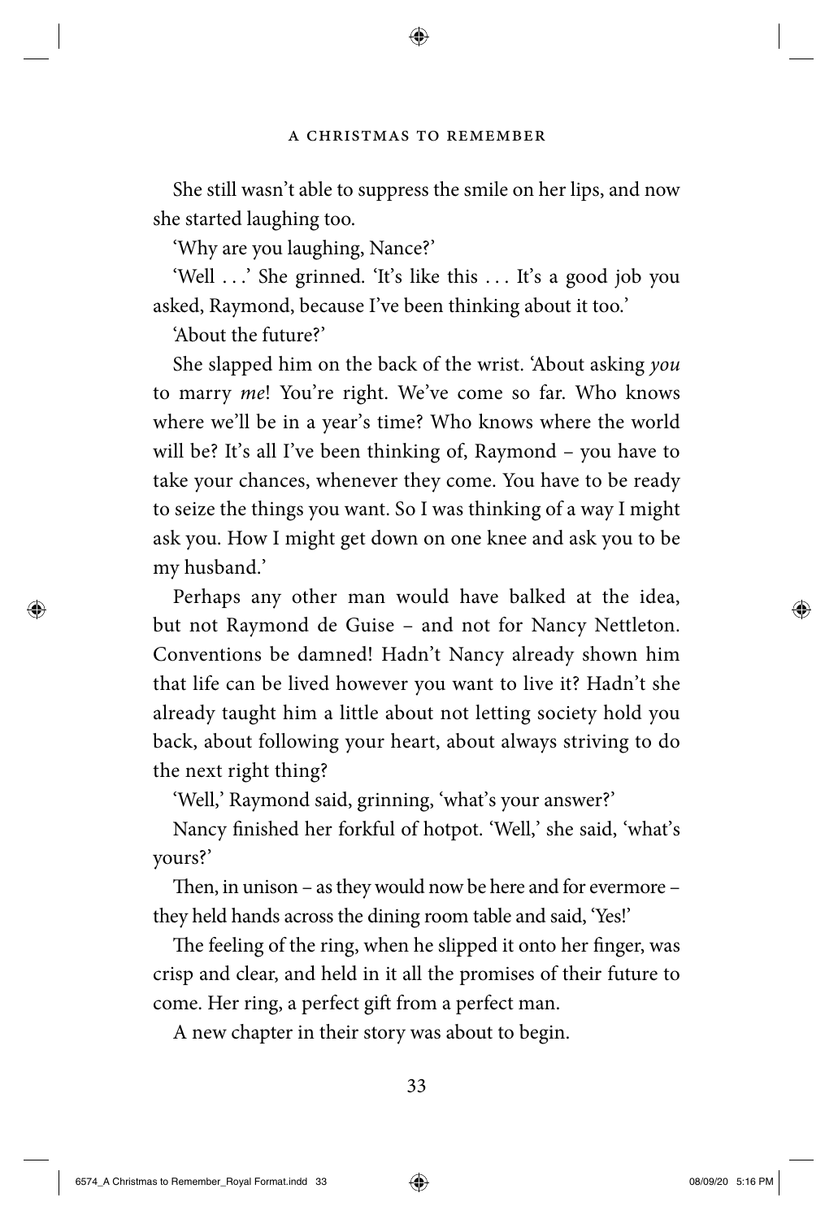She still wasn't able to suppress the smile on her lips, and now she started laughing too.

'Why are you laughing, Nance?'

'Well . . .' She grinned. 'It's like this . . . It's a good job you asked, Raymond, because I've been thinking about it too.'

'About the future?'

She slapped him on the back of the wrist. 'About asking *you* to marry *me*! You're right. We've come so far. Who knows where we'll be in a year's time? Who knows where the world will be? It's all I've been thinking of, Raymond – you have to take your chances, whenever they come. You have to be ready to seize the things you want. So I was thinking of a way I might ask you. How I might get down on one knee and ask you to be my husband.'

Perhaps any other man would have balked at the idea, but not Raymond de Guise – and not for Nancy Nettleton. Conventions be damned! Hadn't Nancy already shown him that life can be lived however you want to live it? Hadn't she already taught him a little about not letting society hold you back, about following your heart, about always striving to do the next right thing?

'Well,' Raymond said, grinning, 'what's your answer?'

Nancy finished her forkful of hotpot. 'Well,' she said, 'what's yours?'

Then, in unison – as they would now be here and for evermore – they held hands across the dining room table and said, 'Yes!'

The feeling of the ring, when he slipped it onto her finger, was crisp and clear, and held in it all the promises of their future to come. Her ring, a perfect gift from a perfect man.

A new chapter in their story was about to begin.